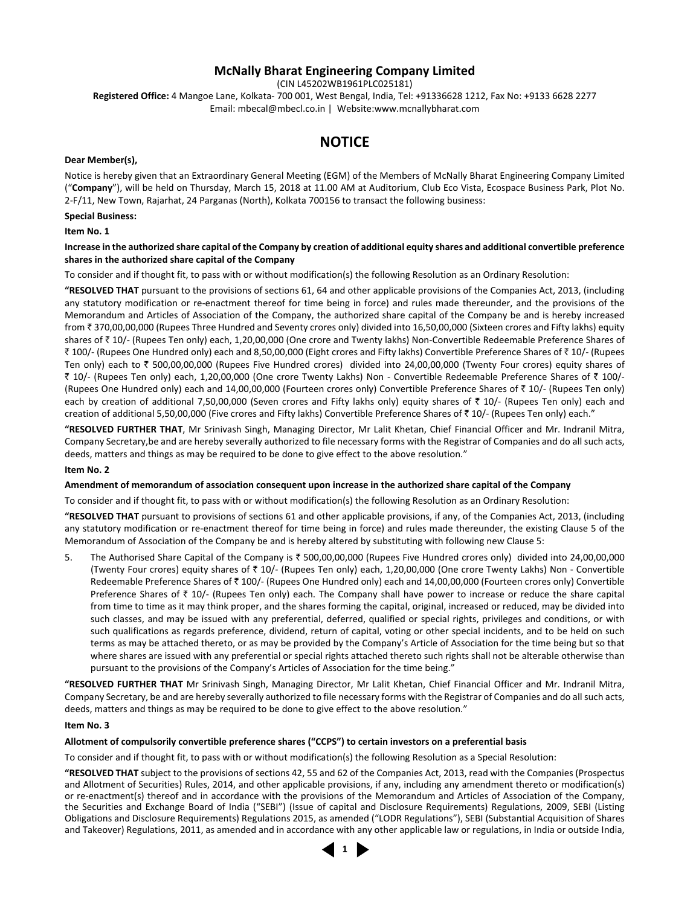# McNally Bharat Engineering Company Limited

(CIN L45202WB1961PLC025181)

**Registered Office:** 4 Mangoe Lane, Kolkata- 700 001, West Bengal, India, Tel: +91336628 1212, Fax No: +9133 6628 2277

Email: mbecal@mbecl.co.in | Website:www.mcnallybharat.com

## NOTICE

**Dear Member(s),**

Notice is hereby given that an Extraordinary General Meeting (EGM) of the Members of McNally Bharat Engineering Company Limited ("**Company**"), will be held on Thursday, March 15, 2018 at 11.00 AM at Auditorium, Club Eco Vista, Ecospace Business Park, Plot No. 2-F/11, New Town, Rajarhat, 24 Parganas (North), Kolkata 700156 to transact the following business:

**Special Business:**

**Item No. 1**

**Increase in the authorized share capital of the Company by creation of additional equity shares and additional convertible preference shares in the authorized share capital of the Company**

To consider and if thought fit, to pass with or without modification(s) the following Resolution as an Ordinary Resolution:

**"RESOLVED THAT** pursuant to the provisions of sections 61, 64 and other applicable provisions of the Companies Act, 2013, (including any statutory modification or re-enactment thereof for time being in force) and rules made thereunder, and the provisions of the Memorandum and Articles of Association of the Company, the authorized share capital of the Company be and is hereby increased from ₹ 370,00,00,000 (Rupees Three Hundred and Seventy crores only) divided into 16,50,00,000 (Sixteen crores and Fifty lakhs) equity shares of ₹ 10/- (Rupees Ten only) each, 1,20,00,000 (One crore and Twenty lakhs) Non-Convertible Redeemable Preference Shares of ₹ 100/- (Rupees One Hundred only) each and 8,50,00,000 (Eight crores and Fifty lakhs) Convertible Preference Shares of ₹ 10/- (Rupees Ten only) each to ₹ 500,00,00,000 (Rupees Five Hundred crores) divided into 24,00,00,000 (Twenty Four crores) equity shares of ₹ 10/- (Rupees Ten only) each, 1,20,00,000 (One crore Twenty Lakhs) Non - Convertible Redeemable Preference Shares of ₹ 100/- (Rupees One Hundred only) each and 14,00,00,000 (Fourteen crores only) Convertible Preference Shares of ₹ 10/- (Rupees Ten only) each by creation of additional 7,50,00,000 (Seven crores and Fifty lakhs only) equity shares of ₹ 10/- (Rupees Ten only) each and creation of additional 5,50,00,000 (Five crores and Fifty lakhs) Convertible Preference Shares of ₹ 10/- (Rupees Ten only) each."

**"RESOLVED FURTHER THAT**, Mr Srinivash Singh, Managing Director, Mr Lalit Khetan, Chief Financial Officer and Mr. Indranil Mitra, Company Secretary,be and are hereby severally authorized to file necessary forms with the Registrar of Companies and do all such acts, deeds, matters and things as may be required to be done to give effect to the above resolution."

**Item No. 2**

**Amendment of memorandum of association consequent upon increase in the authorized share capital of the Company**

To consider and if thought fit, to pass with or without modification(s) the following Resolution as an Ordinary Resolution:

**"RESOLVED THAT** pursuant to provisions of sections 61 and other applicable provisions, if any, of the Companies Act, 2013, (including any statutory modification or re-enactment thereof for time being in force) and rules made thereunder, the existing Clause 5 of the Memorandum of Association of the Company be and is hereby altered by substituting with following new Clause 5:

5. The Authorised Share Capital of the Company is ₹ 500,00,00,000 (Rupees Five Hundred crores only) divided into 24,00,00,000 (Twenty Four crores) equity shares of ₹ 10/- (Rupees Ten only) each, 1,20,00,000 (One crore Twenty Lakhs) Non - Convertible Redeemable Preference Shares of ₹ 100/- (Rupees One Hundred only) each and 14,00,00,000 (Fourteen crores only) Convertible Preference Shares of ₹ 10/- (Rupees Ten only) each. The Company shall have power to increase or reduce the share capital from time to time as it may think proper, and the shares forming the capital, original, increased or reduced, may be divided into such classes, and may be issued with any preferential, deferred, qualified or special rights, privileges and conditions, or with such qualifications as regards preference, dividend, return of capital, voting or other special incidents, and to be held on such terms as may be attached thereto, or as may be provided by the Company's Article of Association for the time being but so that where shares are issued with any preferential or special rights attached thereto such rights shall not be alterable otherwise than pursuant to the provisions of the Company's Articles of Association for the time being."

**"RESOLVED FURTHER THAT** Mr Srinivash Singh, Managing Director, Mr Lalit Khetan, Chief Financial Officer and Mr. Indranil Mitra, Company Secretary, be and are hereby severally authorized to file necessary forms with the Registrar of Companies and do all such acts, deeds, matters and things as may be required to be done to give effect to the above resolution."

**Item No. 3**

**Allotment of compulsorily convertible preference shares ("CCPS") to certain investors on a preferential basis**

To consider and if thought fit, to pass with or without modification(s) the following Resolution as a Special Resolution:

**"RESOLVED THAT** subject to the provisions of sections 42, 55 and 62 of the Companies Act, 2013, read with the Companies (Prospectus and Allotment of Securities) Rules, 2014, and other applicable provisions, if any, including any amendment thereto or modification(s) or re-enactment(s) thereof and in accordance with the provisions of the Memorandum and Articles of Association of the Company, the Securities and Exchange Board of India ("SEBI") (Issue of capital and Disclosure Requirements) Regulations, 2009, SEBI (Listing Obligations and Disclosure Requirements) Regulations 2015, as amended ("LODR Regulations"), SEBI (Substantial Acquisition of Shares and Takeover) Regulations, 2011, as amended and in accordance with any other applicable law or regulations, in India or outside India,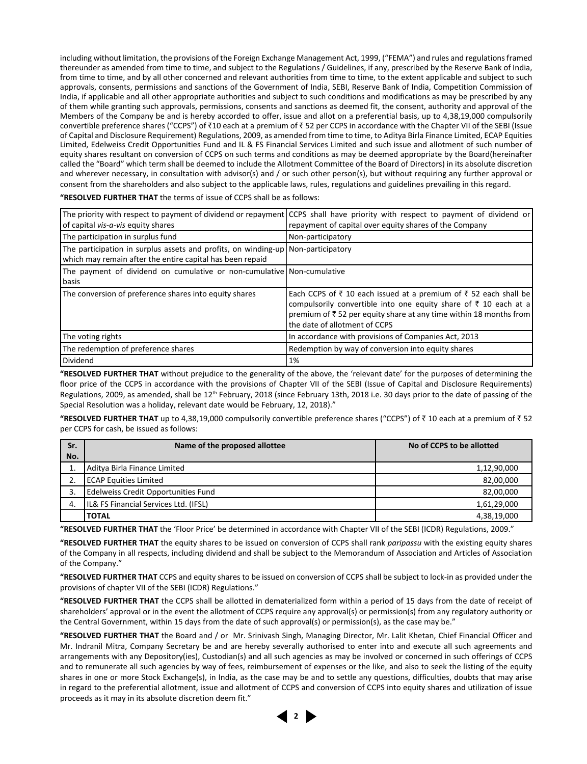including without limitation, the provisions of the Foreign Exchange Management Act, 1999, ("FEMA") and rules and regulations framed thereunder as amended from time to time, and subject to the Regulations / Guidelines, if any, prescribed by the Reserve Bank of India, from time to time, and by all other concerned and relevant authorities from time to time, to the extent applicable and subject to such approvals, consents, permissions and sanctions of the Government of India, SEBI, Reserve Bank of India, Competition Commission of India, if applicable and all other appropriate authorities and subject to such conditions and modifications as may be prescribed by any of them while granting such approvals, permissions, consents and sanctions as deemed fit, the consent, authority and approval of the Members of the Company be and is hereby accorded to offer, issue and allot on a preferential basis, up to 4,38,19,000 compulsorily convertible preference shares ("CCPS") of ₹10 each at a premium of ₹ 52 per CCPS in accordance with the Chapter VII of the SEBI (Issue of Capital and Disclosure Requirement) Regulations, 2009, as amended from time to time, to Aditya Birla Finance Limited, ECAP Equities Limited, Edelweiss Credit Opportunities Fund and IL & FS Financial Services Limited and such issue and allotment of such number of equity shares resultant on conversion of CCPS on such terms and conditions as may be deemed appropriate by the Board(hereinafter called the "Board" which term shall be deemed to include the Allotment Committee of the Board of Directors) in its absolute discretion and wherever necessary, in consultation with advisor(s) and / or such other person(s), but without requiring any further approval or consent from the shareholders and also subject to the applicable laws, rules, regulations and guidelines prevailing in this regard.

**"RESOLVED FURTHER THAT** the terms of issue of CCPS shall be as follows:

| | |
|---|---|
| The priority with respect to payment of dividend or repayment of capital *vis-a-vis* equity shares | CCPS shall have priority with respect to payment of dividend or repayment of capital over equity shares of the Company |
| The participation in surplus fund | Non-participatory |
| The participation in surplus assets and profits, on winding-up which may remain after the entire capital has been repaid | Non-participatory |
| The payment of dividend on cumulative or non-cumulative basis | Non-cumulative |
| The conversion of preference shares into equity shares | Each CCPS of ₹ 10 each issued at a premium of ₹ 52 each shall be compulsorily convertible into one equity share of ₹ 10 each at a premium of ₹ 52 per equity share at any time within 18 months from the date of allotment of CCPS |
| The voting rights | In accordance with provisions of Companies Act, 2013 |
| The redemption of preference shares | Redemption by way of conversion into equity shares |
| Dividend | 1% |

**"RESOLVED FURTHER THAT** without prejudice to the generality of the above, the 'relevant date' for the purposes of determining the floor price of the CCPS in accordance with the provisions of Chapter VII of the SEBI (Issue of Capital and Disclosure Requirements) Regulations, 2009, as amended, shall be 12th February, 2018 (since February 13th, 2018 i.e. 30 days prior to the date of passing of the Special Resolution was a holiday, relevant date would be February, 12, 2018)."

**"RESOLVED FURTHER THAT** up to 4,38,19,000 compulsorily convertible preference shares ("CCPS") of ₹ 10 each at a premium of ₹ 52 per CCPS for cash, be issued as follows:

| Sr. No. | Name of the proposed allottee | No of CCPS to be allotted |
|---|---|---|
| 1. | Aditya Birla Finance Limited | 1,12,90,000 |
| 2. | ECAP Equities Limited | 82,00,000 |
| 3. | Edelweiss Credit Opportunities Fund | 82,00,000 |
| 4. | IL& FS Financial Services Ltd. (IFSL) | 1,61,29,000 |
| | **TOTAL** | 4,38,19,000 |

**"RESOLVED FURTHER THAT** the 'Floor Price' be determined in accordance with Chapter VII of the SEBI (ICDR) Regulations, 2009."

**"RESOLVED FURTHER THAT** the equity shares to be issued on conversion of CCPS shall rank *paripassu* with the existing equity shares of the Company in all respects, including dividend and shall be subject to the Memorandum of Association and Articles of Association of the Company."

**"RESOLVED FURTHER THAT** CCPS and equity shares to be issued on conversion of CCPS shall be subject to lock-in as provided under the provisions of chapter VII of the SEBI (ICDR) Regulations."

**"RESOLVED FURTHER THAT** the CCPS shall be allotted in dematerialized form within a period of 15 days from the date of receipt of shareholders' approval or in the event the allotment of CCPS require any approval(s) or permission(s) from any regulatory authority or the Central Government, within 15 days from the date of such approval(s) or permission(s), as the case may be."

**"RESOLVED FURTHER THAT** the Board and / or Mr. Srinivash Singh, Managing Director, Mr. Lalit Khetan, Chief Financial Officer and Mr. Indranil Mitra, Company Secretary be and are hereby severally authorised to enter into and execute all such agreements and arrangements with any Depository(ies), Custodian(s) and all such agencies as may be involved or concerned in such offerings of CCPS and to remunerate all such agencies by way of fees, reimbursement of expenses or the like, and also to seek the listing of the equity shares in one or more Stock Exchange(s), in India, as the case may be and to settle any questions, difficulties, doubts that may arise in regard to the preferential allotment, issue and allotment of CCPS and conversion of CCPS into equity shares and utilization of issue proceeds as it may in its absolute discretion deem fit."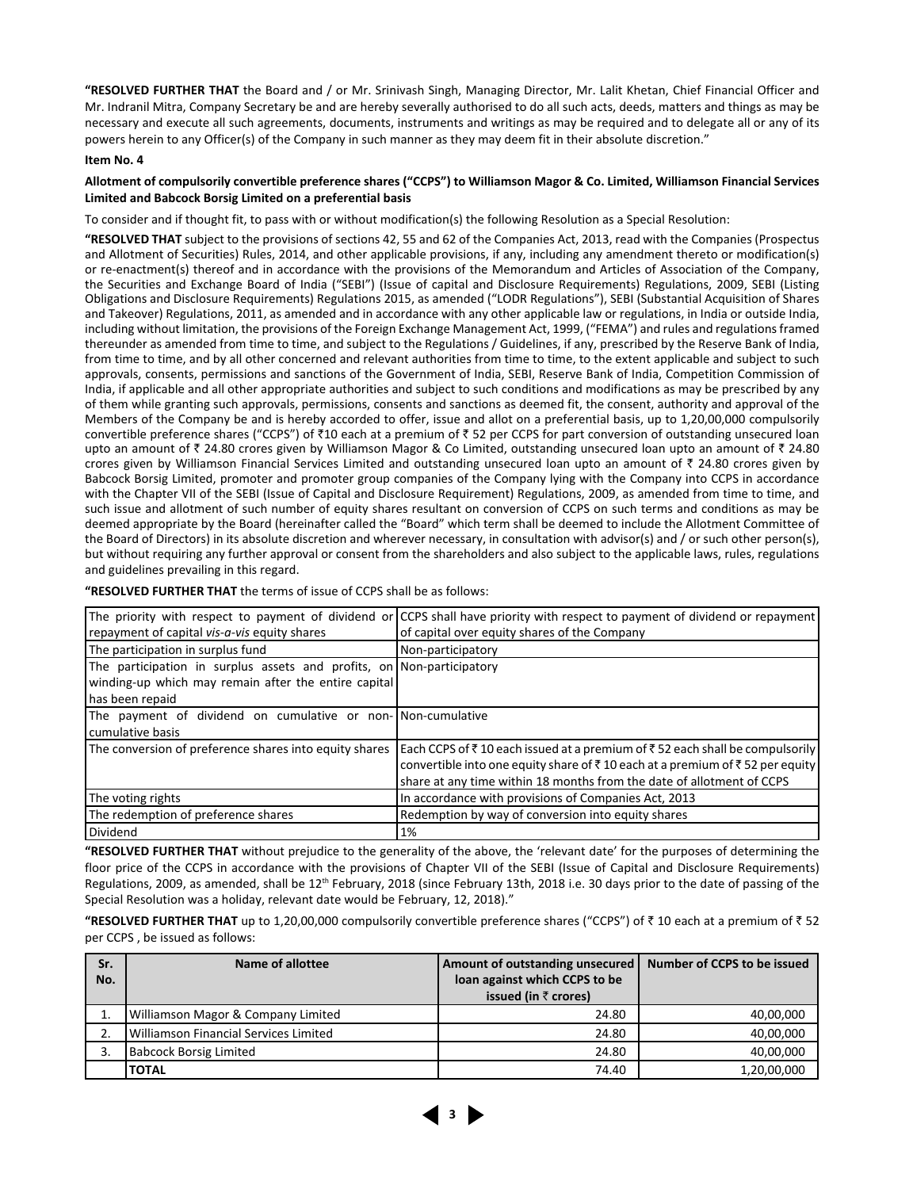**"RESOLVED FURTHER THAT** the Board and / or Mr. Srinivash Singh, Managing Director, Mr. Lalit Khetan, Chief Financial Officer and Mr. Indranil Mitra, Company Secretary be and are hereby severally authorised to do all such acts, deeds, matters and things as may be necessary and execute all such agreements, documents, instruments and writings as may be required and to delegate all or any of its powers herein to any Officer(s) of the Company in such manner as they may deem fit in their absolute discretion."

**Item No. 4**

**Allotment of compulsorily convertible preference shares ("CCPS") to Williamson Magor & Co. Limited, Williamson Financial Services Limited and Babcock Borsig Limited on a preferential basis**

To consider and if thought fit, to pass with or without modification(s) the following Resolution as a Special Resolution:

**"RESOLVED THAT** subject to the provisions of sections 42, 55 and 62 of the Companies Act, 2013, read with the Companies (Prospectus and Allotment of Securities) Rules, 2014, and other applicable provisions, if any, including any amendment thereto or modification(s) or re-enactment(s) thereof and in accordance with the provisions of the Memorandum and Articles of Association of the Company, the Securities and Exchange Board of India ("SEBI") (Issue of capital and Disclosure Requirements) Regulations, 2009, SEBI (Listing Obligations and Disclosure Requirements) Regulations 2015, as amended ("LODR Regulations"), SEBI (Substantial Acquisition of Shares and Takeover) Regulations, 2011, as amended and in accordance with any other applicable law or regulations, in India or outside India, including without limitation, the provisions of the Foreign Exchange Management Act, 1999, ("FEMA") and rules and regulations framed thereunder as amended from time to time, and subject to the Regulations / Guidelines, if any, prescribed by the Reserve Bank of India, from time to time, and by all other concerned and relevant authorities from time to time, to the extent applicable and subject to such approvals, consents, permissions and sanctions of the Government of India, SEBI, Reserve Bank of India, Competition Commission of India, if applicable and all other appropriate authorities and subject to such conditions and modifications as may be prescribed by any of them while granting such approvals, permissions, consents and sanctions as deemed fit, the consent, authority and approval of the Members of the Company be and is hereby accorded to offer, issue and allot on a preferential basis, up to 1,20,00,000 compulsorily convertible preference shares ("CCPS") of ₹10 each at a premium of ₹ 52 per CCPS for part conversion of outstanding unsecured loan upto an amount of ₹ 24.80 crores given by Williamson Magor & Co Limited, outstanding unsecured loan upto an amount of ₹ 24.80 crores given by Williamson Financial Services Limited and outstanding unsecured loan upto an amount of ₹ 24.80 crores given by Babcock Borsig Limited, promoter and promoter group companies of the Company lying with the Company into CCPS in accordance with the Chapter VII of the SEBI (Issue of Capital and Disclosure Requirement) Regulations, 2009, as amended from time to time, and such issue and allotment of such number of equity shares resultant on conversion of CCPS on such terms and conditions as may be deemed appropriate by the Board (hereinafter called the "Board" which term shall be deemed to include the Allotment Committee of the Board of Directors) in its absolute discretion and wherever necessary, in consultation with advisor(s) and / or such other person(s), but without requiring any further approval or consent from the shareholders and also subject to the applicable laws, rules, regulations and guidelines prevailing in this regard.

**"RESOLVED FURTHER THAT** the terms of issue of CCPS shall be as follows:

| | |
|---|---|
| The priority with respect to payment of dividend or repayment of capital *vis-a-vis* equity shares | CCPS shall have priority with respect to payment of dividend or repayment of capital over equity shares of the Company |
| The participation in surplus fund | Non-participatory |
| The participation in surplus assets and profits, on winding-up which may remain after the entire capital has been repaid | Non-participatory |
| The payment of dividend on cumulative or non-cumulative basis | Non-cumulative |
| The conversion of preference shares into equity shares | Each CCPS of ₹ 10 each issued at a premium of ₹ 52 each shall be compulsorily convertible into one equity share of ₹ 10 each at a premium of ₹ 52 per equity share at any time within 18 months from the date of allotment of CCPS |
| The voting rights | In accordance with provisions of Companies Act, 2013 |
| The redemption of preference shares | Redemption by way of conversion into equity shares |
| Dividend | 1% |

**"RESOLVED FURTHER THAT** without prejudice to the generality of the above, the 'relevant date' for the purposes of determining the floor price of the CCPS in accordance with the provisions of Chapter VII of the SEBI (Issue of Capital and Disclosure Requirements) Regulations, 2009, as amended, shall be 12th February, 2018 (since February 13th, 2018 i.e. 30 days prior to the date of passing of the Special Resolution was a holiday, relevant date would be February, 12, 2018)."

**"RESOLVED FURTHER THAT** up to 1,20,00,000 compulsorily convertible preference shares ("CCPS") of ₹ 10 each at a premium of ₹ 52 per CCPS , be issued as follows:

| Sr. No. | Name of allottee | Amount of outstanding unsecured loan against which CCPS to be issued (in ₹ crores) | Number of CCPS to be issued |
|---|---|---|---|
| 1. | Williamson Magor & Company Limited | 24.80 | 40,00,000 |
| 2. | Williamson Financial Services Limited | 24.80 | 40,00,000 |
| 3. | Babcock Borsig Limited | 24.80 | 40,00,000 |
| | **TOTAL** | 74.40 | 1,20,00,000 |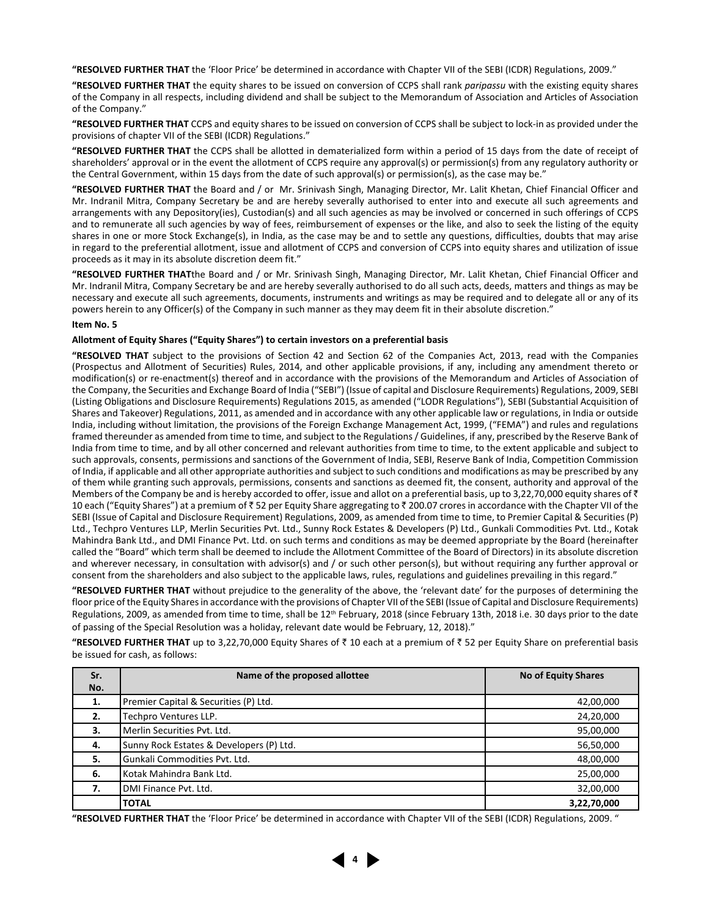**"RESOLVED FURTHER THAT** the 'Floor Price' be determined in accordance with Chapter VII of the SEBI (ICDR) Regulations, 2009."

**"RESOLVED FURTHER THAT** the equity shares to be issued on conversion of CCPS shall rank *paripassu* with the existing equity shares of the Company in all respects, including dividend and shall be subject to the Memorandum of Association and Articles of Association of the Company."

**"RESOLVED FURTHER THAT** CCPS and equity shares to be issued on conversion of CCPS shall be subject to lock-in as provided under the provisions of chapter VII of the SEBI (ICDR) Regulations."

**"RESOLVED FURTHER THAT** the CCPS shall be allotted in dematerialized form within a period of 15 days from the date of receipt of shareholders' approval or in the event the allotment of CCPS require any approval(s) or permission(s) from any regulatory authority or the Central Government, within 15 days from the date of such approval(s) or permission(s), as the case may be."

**"RESOLVED FURTHER THAT** the Board and / or Mr. Srinivash Singh, Managing Director, Mr. Lalit Khetan, Chief Financial Officer and Mr. Indranil Mitra, Company Secretary be and are hereby severally authorised to enter into and execute all such agreements and arrangements with any Depository(ies), Custodian(s) and all such agencies as may be involved or concerned in such offerings of CCPS and to remunerate all such agencies by way of fees, reimbursement of expenses or the like, and also to seek the listing of the equity shares in one or more Stock Exchange(s), in India, as the case may be and to settle any questions, difficulties, doubts that may arise in regard to the preferential allotment, issue and allotment of CCPS and conversion of CCPS into equity shares and utilization of issue proceeds as it may in its absolute discretion deem fit."

**"RESOLVED FURTHER THAT**the Board and / or Mr. Srinivash Singh, Managing Director, Mr. Lalit Khetan, Chief Financial Officer and Mr. Indranil Mitra, Company Secretary be and are hereby severally authorised to do all such acts, deeds, matters and things as may be necessary and execute all such agreements, documents, instruments and writings as may be required and to delegate all or any of its powers herein to any Officer(s) of the Company in such manner as they may deem fit in their absolute discretion."

**Item No. 5**

**Allotment of Equity Shares ("Equity Shares") to certain investors on a preferential basis**

**"RESOLVED THAT** subject to the provisions of Section 42 and Section 62 of the Companies Act, 2013, read with the Companies (Prospectus and Allotment of Securities) Rules, 2014, and other applicable provisions, if any, including any amendment thereto or modification(s) or re-enactment(s) thereof and in accordance with the provisions of the Memorandum and Articles of Association of the Company, the Securities and Exchange Board of India ("SEBI") (Issue of capital and Disclosure Requirements) Regulations, 2009, SEBI (Listing Obligations and Disclosure Requirements) Regulations 2015, as amended ("LODR Regulations"), SEBI (Substantial Acquisition of Shares and Takeover) Regulations, 2011, as amended and in accordance with any other applicable law or regulations, in India or outside India, including without limitation, the provisions of the Foreign Exchange Management Act, 1999, ("FEMA") and rules and regulations framed thereunder as amended from time to time, and subject to the Regulations / Guidelines, if any, prescribed by the Reserve Bank of India from time to time, and by all other concerned and relevant authorities from time to time, to the extent applicable and subject to such approvals, consents, permissions and sanctions of the Government of India, SEBI, Reserve Bank of India, Competition Commission of India, if applicable and all other appropriate authorities and subject to such conditions and modifications as may be prescribed by any of them while granting such approvals, permissions, consents and sanctions as deemed fit, the consent, authority and approval of the Members of the Company be and is hereby accorded to offer, issue and allot on a preferential basis, up to 3,22,70,000 equity shares of ₹ 10 each ("Equity Shares") at a premium of ₹ 52 per Equity Share aggregating to ₹ 200.07 crores in accordance with the Chapter VII of the SEBI (Issue of Capital and Disclosure Requirement) Regulations, 2009, as amended from time to time, to Premier Capital & Securities (P) Ltd., Techpro Ventures LLP, Merlin Securities Pvt. Ltd., Sunny Rock Estates & Developers (P) Ltd., Gunkali Commodities Pvt. Ltd., Kotak Mahindra Bank Ltd., and DMI Finance Pvt. Ltd. on such terms and conditions as may be deemed appropriate by the Board (hereinafter called the "Board" which term shall be deemed to include the Allotment Committee of the Board of Directors) in its absolute discretion and wherever necessary, in consultation with advisor(s) and / or such other person(s), but without requiring any further approval or consent from the shareholders and also subject to the applicable laws, rules, regulations and guidelines prevailing in this regard."

**"RESOLVED FURTHER THAT** without prejudice to the generality of the above, the 'relevant date' for the purposes of determining the floor price of the Equity Shares in accordance with the provisions of Chapter VII of the SEBI (Issue of Capital and Disclosure Requirements) Regulations, 2009, as amended from time to time, shall be 12th February, 2018 (since February 13th, 2018 i.e. 30 days prior to the date of passing of the Special Resolution was a holiday, relevant date would be February, 12, 2018)."

**"RESOLVED FURTHER THAT** up to 3,22,70,000 Equity Shares of ₹ 10 each at a premium of ₹ 52 per Equity Share on preferential basis be issued for cash, as follows:

| Sr. No. | Name of the proposed allottee | No of Equity Shares |
|---|---|---|
| 1. | Premier Capital & Securities (P) Ltd. | 42,00,000 |
| 2. | Techpro Ventures LLP. | 24,20,000 |
| 3. | Merlin Securities Pvt. Ltd. | 95,00,000 |
| 4. | Sunny Rock Estates & Developers (P) Ltd. | 56,50,000 |
| 5. | Gunkali Commodities Pvt. Ltd. | 48,00,000 |
| 6. | Kotak Mahindra Bank Ltd. | 25,00,000 |
| 7. | DMI Finance Pvt. Ltd. | 32,00,000 |
| | **TOTAL** | **3,22,70,000** |

**"RESOLVED FURTHER THAT** the 'Floor Price' be determined in accordance with Chapter VII of the SEBI (ICDR) Regulations, 2009. "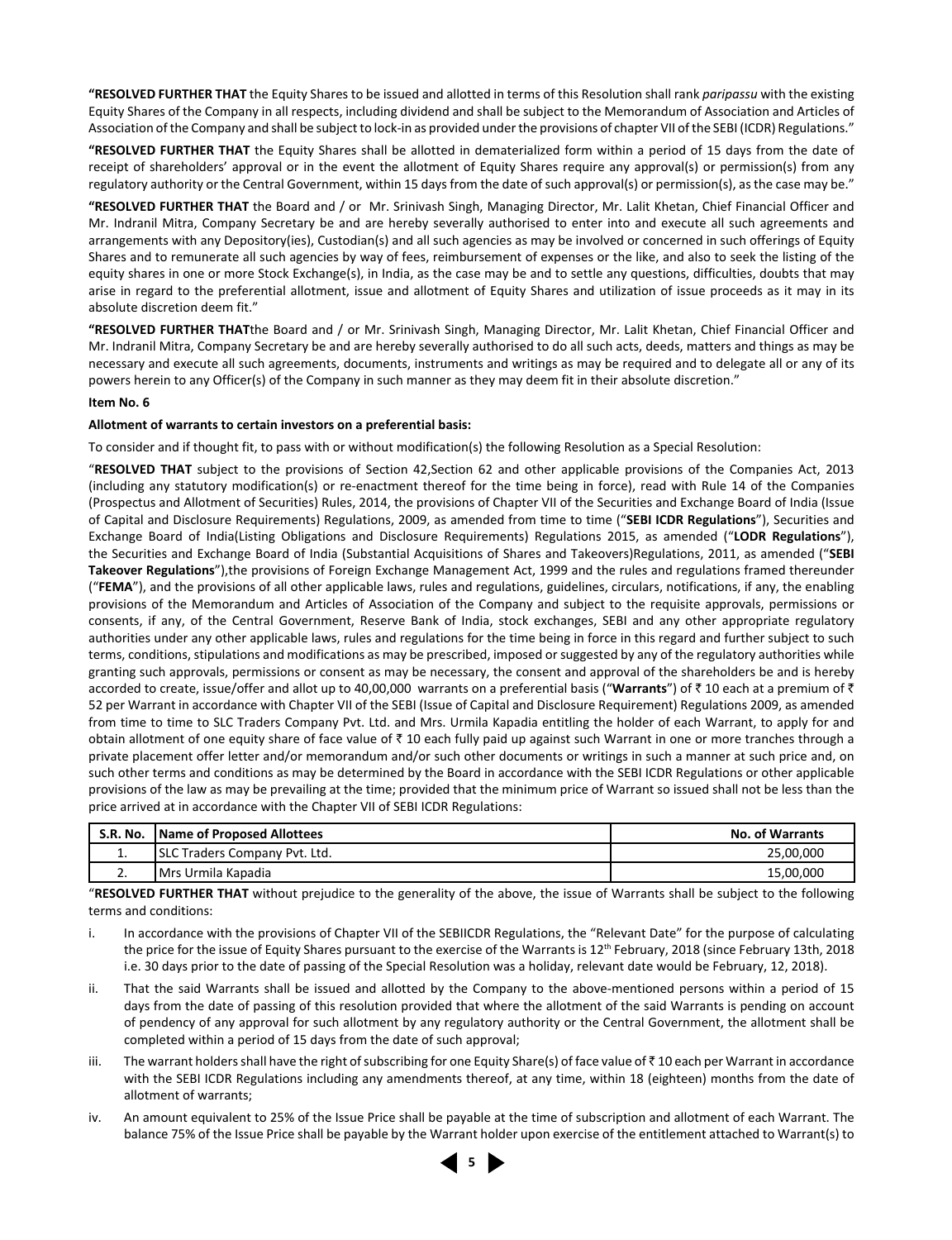**"RESOLVED FURTHER THAT** the Equity Shares to be issued and allotted in terms of this Resolution shall rank *paripassu* with the existing Equity Shares of the Company in all respects, including dividend and shall be subject to the Memorandum of Association and Articles of Association of the Company and shall be subject to lock-in as provided under the provisions of chapter VII of the SEBI (ICDR) Regulations."

**"RESOLVED FURTHER THAT** the Equity Shares shall be allotted in dematerialized form within a period of 15 days from the date of receipt of shareholders' approval or in the event the allotment of Equity Shares require any approval(s) or permission(s) from any regulatory authority or the Central Government, within 15 days from the date of such approval(s) or permission(s), as the case may be."

**"RESOLVED FURTHER THAT** the Board and / or Mr. Srinivash Singh, Managing Director, Mr. Lalit Khetan, Chief Financial Officer and Mr. Indranil Mitra, Company Secretary be and are hereby severally authorised to enter into and execute all such agreements and arrangements with any Depository(ies), Custodian(s) and all such agencies as may be involved or concerned in such offerings of Equity Shares and to remunerate all such agencies by way of fees, reimbursement of expenses or the like, and also to seek the listing of the equity shares in one or more Stock Exchange(s), in India, as the case may be and to settle any questions, difficulties, doubts that may arise in regard to the preferential allotment, issue and allotment of Equity Shares and utilization of issue proceeds as it may in its absolute discretion deem fit."

**"RESOLVED FURTHER THAT**the Board and / or Mr. Srinivash Singh, Managing Director, Mr. Lalit Khetan, Chief Financial Officer and Mr. Indranil Mitra, Company Secretary be and are hereby severally authorised to do all such acts, deeds, matters and things as may be necessary and execute all such agreements, documents, instruments and writings as may be required and to delegate all or any of its powers herein to any Officer(s) of the Company in such manner as they may deem fit in their absolute discretion."

**Item No. 6**

**Allotment of warrants to certain investors on a preferential basis:**

To consider and if thought fit, to pass with or without modification(s) the following Resolution as a Special Resolution:

"**RESOLVED THAT** subject to the provisions of Section 42,Section 62 and other applicable provisions of the Companies Act, 2013 (including any statutory modification(s) or re-enactment thereof for the time being in force), read with Rule 14 of the Companies (Prospectus and Allotment of Securities) Rules, 2014, the provisions of Chapter VII of the Securities and Exchange Board of India (Issue of Capital and Disclosure Requirements) Regulations, 2009, as amended from time to time ("**SEBI ICDR Regulations**"), Securities and Exchange Board of India(Listing Obligations and Disclosure Requirements) Regulations 2015, as amended ("**LODR Regulations**"), the Securities and Exchange Board of India (Substantial Acquisitions of Shares and Takeovers)Regulations, 2011, as amended ("**SEBI Takeover Regulations**"),the provisions of Foreign Exchange Management Act, 1999 and the rules and regulations framed thereunder ("**FEMA**"), and the provisions of all other applicable laws, rules and regulations, guidelines, circulars, notifications, if any, the enabling provisions of the Memorandum and Articles of Association of the Company and subject to the requisite approvals, permissions or consents, if any, of the Central Government, Reserve Bank of India, stock exchanges, SEBI and any other appropriate regulatory authorities under any other applicable laws, rules and regulations for the time being in force in this regard and further subject to such terms, conditions, stipulations and modifications as may be prescribed, imposed or suggested by any of the regulatory authorities while granting such approvals, permissions or consent as may be necessary, the consent and approval of the shareholders be and is hereby accorded to create, issue/offer and allot up to 40,00,000 warrants on a preferential basis ("**Warrants**") of ₹ 10 each at a premium of ₹ 52 per Warrant in accordance with Chapter VII of the SEBI (Issue of Capital and Disclosure Requirement) Regulations 2009, as amended from time to time to SLC Traders Company Pvt. Ltd. and Mrs. Urmila Kapadia entitling the holder of each Warrant, to apply for and obtain allotment of one equity share of face value of ₹ 10 each fully paid up against such Warrant in one or more tranches through a private placement offer letter and/or memorandum and/or such other documents or writings in such a manner at such price and, on such other terms and conditions as may be determined by the Board in accordance with the SEBI ICDR Regulations or other applicable provisions of the law as may be prevailing at the time; provided that the minimum price of Warrant so issued shall not be less than the price arrived at in accordance with the Chapter VII of SEBI ICDR Regulations:

| S.R. No. | Name of Proposed Allottees | No. of Warrants |
|---|---|---|
| 1. | SLC Traders Company Pvt. Ltd. | 25,00,000 |
| 2. | Mrs Urmila Kapadia | 15,00,000 |

"**RESOLVED FURTHER THAT** without prejudice to the generality of the above, the issue of Warrants shall be subject to the following terms and conditions:

i. In accordance with the provisions of Chapter VII of the SEBIICDR Regulations, the "Relevant Date" for the purpose of calculating the price for the issue of Equity Shares pursuant to the exercise of the Warrants is 12th February, 2018 (since February 13th, 2018 i.e. 30 days prior to the date of passing of the Special Resolution was a holiday, relevant date would be February, 12, 2018).

ii. That the said Warrants shall be issued and allotted by the Company to the above-mentioned persons within a period of 15 days from the date of passing of this resolution provided that where the allotment of the said Warrants is pending on account of pendency of any approval for such allotment by any regulatory authority or the Central Government, the allotment shall be completed within a period of 15 days from the date of such approval;

iii. The warrant holders shall have the right of subscribing for one Equity Share(s) of face value of ₹ 10 each per Warrant in accordance with the SEBI ICDR Regulations including any amendments thereof, at any time, within 18 (eighteen) months from the date of allotment of warrants;

iv. An amount equivalent to 25% of the Issue Price shall be payable at the time of subscription and allotment of each Warrant. The balance 75% of the Issue Price shall be payable by the Warrant holder upon exercise of the entitlement attached to Warrant(s) to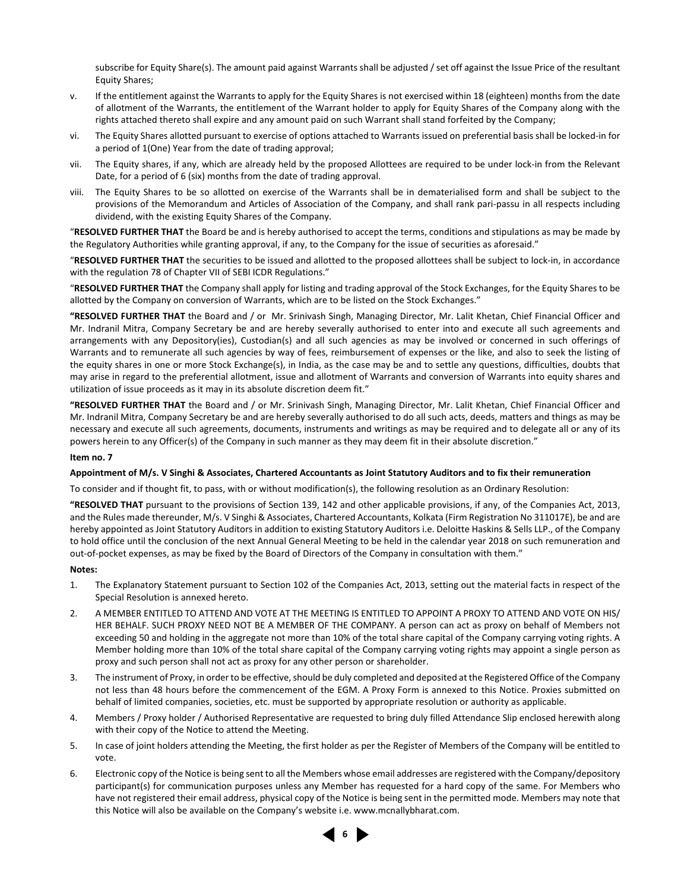subscribe for Equity Share(s). The amount paid against Warrants shall be adjusted / set off against the Issue Price of the resultant Equity Shares;

v. If the entitlement against the Warrants to apply for the Equity Shares is not exercised within 18 (eighteen) months from the date of allotment of the Warrants, the entitlement of the Warrant holder to apply for Equity Shares of the Company along with the rights attached thereto shall expire and any amount paid on such Warrant shall stand forfeited by the Company;

vi. The Equity Shares allotted pursuant to exercise of options attached to Warrants issued on preferential basis shall be locked-in for a period of 1(One) Year from the date of trading approval;

vii. The Equity shares, if any, which are already held by the proposed Allottees are required to be under lock-in from the Relevant Date, for a period of 6 (six) months from the date of trading approval.

viii. The Equity Shares to be so allotted on exercise of the Warrants shall be in dematerialised form and shall be subject to the provisions of the Memorandum and Articles of Association of the Company, and shall rank pari-passu in all respects including dividend, with the existing Equity Shares of the Company.

"**RESOLVED FURTHER THAT** the Board be and is hereby authorised to accept the terms, conditions and stipulations as may be made by the Regulatory Authorities while granting approval, if any, to the Company for the issue of securities as aforesaid."

"**RESOLVED FURTHER THAT** the securities to be issued and allotted to the proposed allottees shall be subject to lock-in, in accordance with the regulation 78 of Chapter VII of SEBI ICDR Regulations."

"**RESOLVED FURTHER THAT** the Company shall apply for listing and trading approval of the Stock Exchanges, for the Equity Shares to be allotted by the Company on conversion of Warrants, which are to be listed on the Stock Exchanges."

**"RESOLVED FURTHER THAT** the Board and / or Mr. Srinivash Singh, Managing Director, Mr. Lalit Khetan, Chief Financial Officer and Mr. Indranil Mitra, Company Secretary be and are hereby severally authorised to enter into and execute all such agreements and arrangements with any Depository(ies), Custodian(s) and all such agencies as may be involved or concerned in such offerings of Warrants and to remunerate all such agencies by way of fees, reimbursement of expenses or the like, and also to seek the listing of the equity shares in one or more Stock Exchange(s), in India, as the case may be and to settle any questions, difficulties, doubts that may arise in regard to the preferential allotment, issue and allotment of Warrants and conversion of Warrants into equity shares and utilization of issue proceeds as it may in its absolute discretion deem fit."

**"RESOLVED FURTHER THAT** the Board and / or Mr. Srinivash Singh, Managing Director, Mr. Lalit Khetan, Chief Financial Officer and Mr. Indranil Mitra, Company Secretary be and are hereby severally authorised to do all such acts, deeds, matters and things as may be necessary and execute all such agreements, documents, instruments and writings as may be required and to delegate all or any of its powers herein to any Officer(s) of the Company in such manner as they may deem fit in their absolute discretion."

**Item no. 7**

**Appointment of M/s. V Singhi & Associates, Chartered Accountants as Joint Statutory Auditors and to fix their remuneration**

To consider and if thought fit, to pass, with or without modification(s), the following resolution as an Ordinary Resolution:

**"RESOLVED THAT** pursuant to the provisions of Section 139, 142 and other applicable provisions, if any, of the Companies Act, 2013, and the Rules made thereunder, M/s. V Singhi & Associates, Chartered Accountants, Kolkata (Firm Registration No 311017E), be and are hereby appointed as Joint Statutory Auditors in addition to existing Statutory Auditors i.e. Deloitte Haskins & Sells LLP., of the Company to hold office until the conclusion of the next Annual General Meeting to be held in the calendar year 2018 on such remuneration and out-of-pocket expenses, as may be fixed by the Board of Directors of the Company in consultation with them."

**Notes:**

1. The Explanatory Statement pursuant to Section 102 of the Companies Act, 2013, setting out the material facts in respect of the Special Resolution is annexed hereto.

2. A MEMBER ENTITLED TO ATTEND AND VOTE AT THE MEETING IS ENTITLED TO APPOINT A PROXY TO ATTEND AND VOTE ON HIS/ HER BEHALF. SUCH PROXY NEED NOT BE A MEMBER OF THE COMPANY. A person can act as proxy on behalf of Members not exceeding 50 and holding in the aggregate not more than 10% of the total share capital of the Company carrying voting rights. A Member holding more than 10% of the total share capital of the Company carrying voting rights may appoint a single person as proxy and such person shall not act as proxy for any other person or shareholder.

3. The instrument of Proxy, in order to be effective, should be duly completed and deposited at the Registered Office of the Company not less than 48 hours before the commencement of the EGM. A Proxy Form is annexed to this Notice. Proxies submitted on behalf of limited companies, societies, etc. must be supported by appropriate resolution or authority as applicable.

4. Members / Proxy holder / Authorised Representative are requested to bring duly filled Attendance Slip enclosed herewith along with their copy of the Notice to attend the Meeting.

5. In case of joint holders attending the Meeting, the first holder as per the Register of Members of the Company will be entitled to vote.

6. Electronic copy of the Notice is being sent to all the Members whose email addresses are registered with the Company/depository participant(s) for communication purposes unless any Member has requested for a hard copy of the same. For Members who have not registered their email address, physical copy of the Notice is being sent in the permitted mode. Members may note that this Notice will also be available on the Company's website i.e. www.mcnallybharat.com.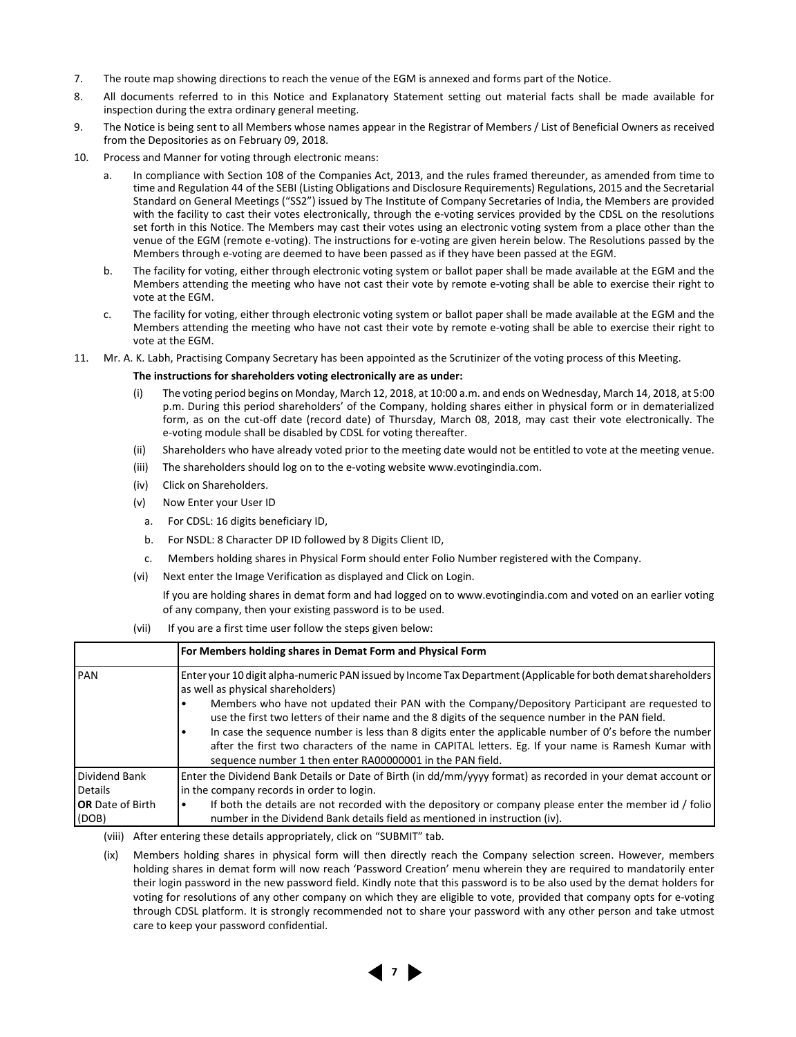7. The route map showing directions to reach the venue of the EGM is annexed and forms part of the Notice.
8. All documents referred to in this Notice and Explanatory Statement setting out material facts shall be made available for inspection during the extra ordinary general meeting.
9. The Notice is being sent to all Members whose names appear in the Registrar of Members / List of Beneficial Owners as received from the Depositories as on February 09, 2018.
10. Process and Manner for voting through electronic means:
    a. In compliance with Section 108 of the Companies Act, 2013, and the rules framed thereunder, as amended from time to time and Regulation 44 of the SEBI (Listing Obligations and Disclosure Requirements) Regulations, 2015 and the Secretarial Standard on General Meetings ("SS2") issued by The Institute of Company Secretaries of India, the Members are provided with the facility to cast their votes electronically, through the e-voting services provided by the CDSL on the resolutions set forth in this Notice. The Members may cast their votes using an electronic voting system from a place other than the venue of the EGM (remote e-voting). The instructions for e-voting are given herein below. The Resolutions passed by the Members through e-voting are deemed to have been passed as if they have been passed at the EGM.
    b. The facility for voting, either through electronic voting system or ballot paper shall be made available at the EGM and the Members attending the meeting who have not cast their vote by remote e-voting shall be able to exercise their right to vote at the EGM.
    c. The facility for voting, either through electronic voting system or ballot paper shall be made available at the EGM and the Members attending the meeting who have not cast their vote by remote e-voting shall be able to exercise their right to vote at the EGM.
11. Mr. A. K. Labh, Practising Company Secretary has been appointed as the Scrutinizer of the voting process of this Meeting.

**The instructions for shareholders voting electronically are as under:**

(i) The voting period begins on Monday, March 12, 2018, at 10:00 a.m. and ends on Wednesday, March 14, 2018, at 5:00 p.m. During this period shareholders' of the Company, holding shares either in physical form or in dematerialized form, as on the cut-off date (record date) of Thursday, March 08, 2018, may cast their vote electronically. The e-voting module shall be disabled by CDSL for voting thereafter.

(ii) Shareholders who have already voted prior to the meeting date would not be entitled to vote at the meeting venue.

(iii) The shareholders should log on to the e-voting website www.evotingindia.com.

(iv) Click on Shareholders.

(v) Now Enter your User ID
   a. For CDSL: 16 digits beneficiary ID,
   b. For NSDL: 8 Character DP ID followed by 8 Digits Client ID,
   c. Members holding shares in Physical Form should enter Folio Number registered with the Company.

(vi) Next enter the Image Verification as displayed and Click on Login.

If you are holding shares in demat form and had logged on to www.evotingindia.com and voted on an earlier voting of any company, then your existing password is to be used.

(vii) If you are a first time user follow the steps given below:

| | **For Members holding shares in Demat Form and Physical Form** |
|---|---|
| PAN | Enter your 10 digit alpha-numeric PAN issued by Income Tax Department (Applicable for both demat shareholders as well as physical shareholders)<br>• Members who have not updated their PAN with the Company/Depository Participant are requested to use the first two letters of their name and the 8 digits of the sequence number in the PAN field.<br>• In case the sequence number is less than 8 digits enter the applicable number of 0's before the number after the first two characters of the name in CAPITAL letters. Eg. If your name is Ramesh Kumar with sequence number 1 then enter RA00000001 in the PAN field. |
| Dividend Bank Details **OR** Date of Birth (DOB) | Enter the Dividend Bank Details or Date of Birth (in dd/mm/yyyy format) as recorded in your demat account or in the company records in order to login.<br>• If both the details are not recorded with the depository or company please enter the member id / folio number in the Dividend Bank details field as mentioned in instruction (iv). |

(viii) After entering these details appropriately, click on "SUBMIT" tab.

(ix) Members holding shares in physical form will then directly reach the Company selection screen. However, members holding shares in demat form will now reach 'Password Creation' menu wherein they are required to mandatorily enter their login password in the new password field. Kindly note that this password is to be also used by the demat holders for voting for resolutions of any other company on which they are eligible to vote, provided that company opts for e-voting through CDSL platform. It is strongly recommended not to share your password with any other person and take utmost care to keep your password confidential.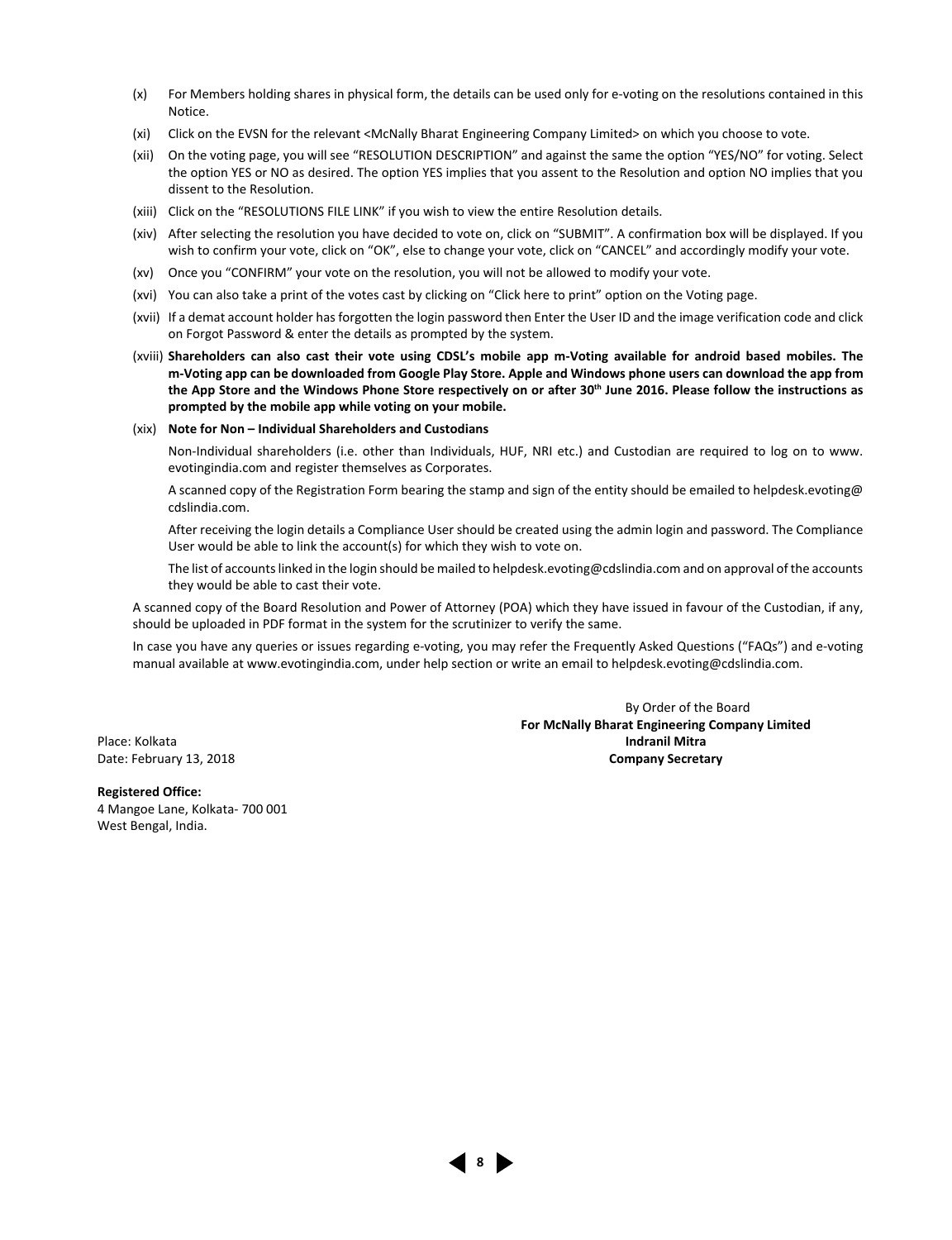(x) For Members holding shares in physical form, the details can be used only for e-voting on the resolutions contained in this Notice.

(xi) Click on the EVSN for the relevant <McNally Bharat Engineering Company Limited> on which you choose to vote.

(xii) On the voting page, you will see "RESOLUTION DESCRIPTION" and against the same the option "YES/NO" for voting. Select the option YES or NO as desired. The option YES implies that you assent to the Resolution and option NO implies that you dissent to the Resolution.

(xiii) Click on the "RESOLUTIONS FILE LINK" if you wish to view the entire Resolution details.

(xiv) After selecting the resolution you have decided to vote on, click on "SUBMIT". A confirmation box will be displayed. If you wish to confirm your vote, click on "OK", else to change your vote, click on "CANCEL" and accordingly modify your vote.

(xv) Once you "CONFIRM" your vote on the resolution, you will not be allowed to modify your vote.

(xvi) You can also take a print of the votes cast by clicking on "Click here to print" option on the Voting page.

(xvii) If a demat account holder has forgotten the login password then Enter the User ID and the image verification code and click on Forgot Password & enter the details as prompted by the system.

(xviii) **Shareholders can also cast their vote using CDSL's mobile app m-Voting available for android based mobiles. The m-Voting app can be downloaded from Google Play Store. Apple and Windows phone users can download the app from the App Store and the Windows Phone Store respectively on or after 30th June 2016. Please follow the instructions as prompted by the mobile app while voting on your mobile.**

(xix) **Note for Non – Individual Shareholders and Custodians**

Non-Individual shareholders (i.e. other than Individuals, HUF, NRI etc.) and Custodian are required to log on to www.evotingindia.com and register themselves as Corporates.

A scanned copy of the Registration Form bearing the stamp and sign of the entity should be emailed to helpdesk.evoting@cdslindia.com.

After receiving the login details a Compliance User should be created using the admin login and password. The Compliance User would be able to link the account(s) for which they wish to vote on.

The list of accounts linked in the login should be mailed to helpdesk.evoting@cdslindia.com and on approval of the accounts they would be able to cast their vote.

A scanned copy of the Board Resolution and Power of Attorney (POA) which they have issued in favour of the Custodian, if any, should be uploaded in PDF format in the system for the scrutinizer to verify the same.

In case you have any queries or issues regarding e-voting, you may refer the Frequently Asked Questions ("FAQs") and e-voting manual available at www.evotingindia.com, under help section or write an email to helpdesk.evoting@cdslindia.com.

By Order of the Board
**For McNally Bharat Engineering Company Limited**
**Indranil Mitra**
**Company Secretary**

Place: Kolkata
Date: February 13, 2018

**Registered Office:**
4 Mangoe Lane, Kolkata- 700 001
West Bengal, India.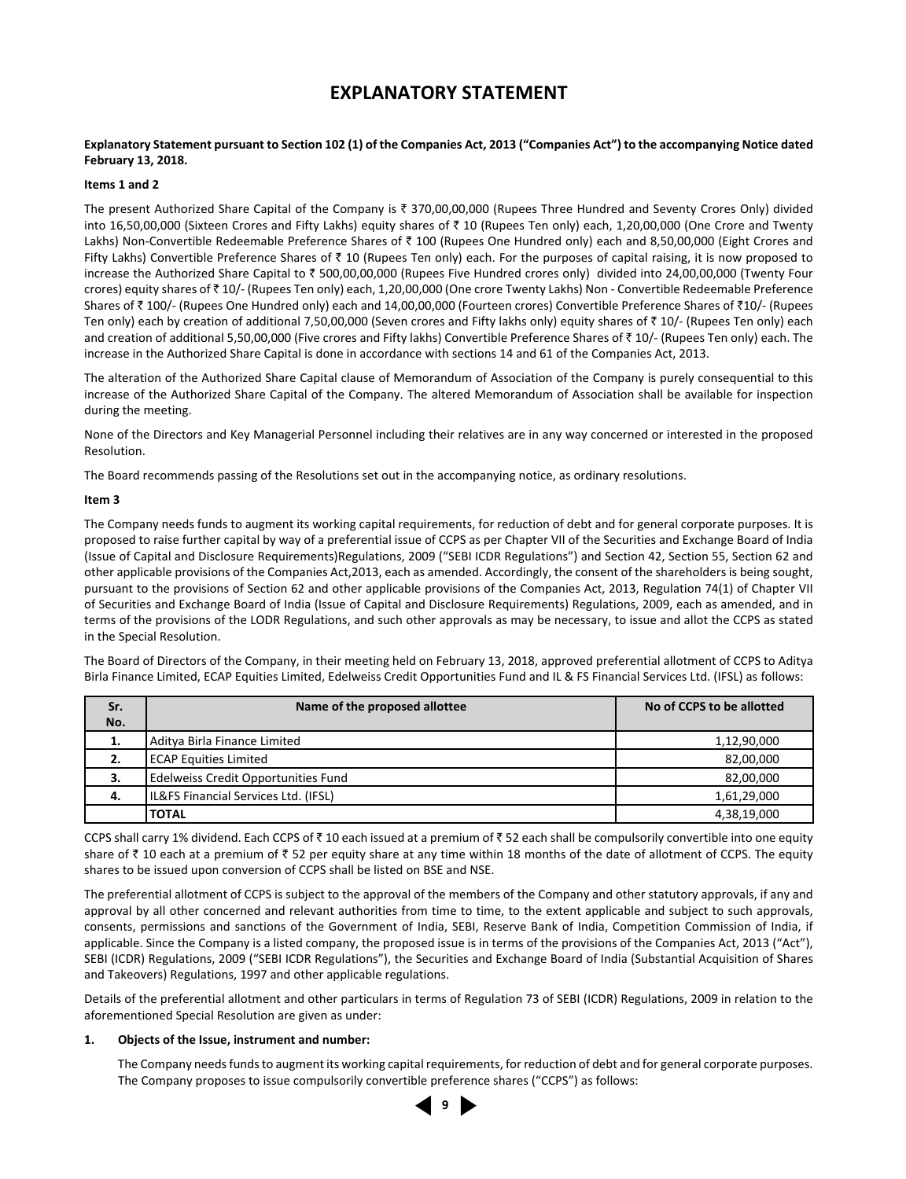# EXPLANATORY STATEMENT

**Explanatory Statement pursuant to Section 102 (1) of the Companies Act, 2013 ("Companies Act") to the accompanying Notice dated February 13, 2018.**

**Items 1 and 2**

The present Authorized Share Capital of the Company is ₹ 370,00,00,000 (Rupees Three Hundred and Seventy Crores Only) divided into 16,50,00,000 (Sixteen Crores and Fifty Lakhs) equity shares of ₹ 10 (Rupees Ten only) each, 1,20,00,000 (One Crore and Twenty Lakhs) Non-Convertible Redeemable Preference Shares of ₹ 100 (Rupees One Hundred only) each and 8,50,00,000 (Eight Crores and Fifty Lakhs) Convertible Preference Shares of ₹ 10 (Rupees Ten only) each. For the purposes of capital raising, it is now proposed to increase the Authorized Share Capital to ₹ 500,00,00,000 (Rupees Five Hundred crores only) divided into 24,00,00,000 (Twenty Four crores) equity shares of ₹ 10/- (Rupees Ten only) each, 1,20,00,000 (One crore Twenty Lakhs) Non - Convertible Redeemable Preference Shares of ₹ 100/- (Rupees One Hundred only) each and 14,00,00,000 (Fourteen crores) Convertible Preference Shares of ₹10/- (Rupees Ten only) each by creation of additional 7,50,00,000 (Seven crores and Fifty lakhs only) equity shares of ₹ 10/- (Rupees Ten only) each and creation of additional 5,50,00,000 (Five crores and Fifty lakhs) Convertible Preference Shares of ₹ 10/- (Rupees Ten only) each. The increase in the Authorized Share Capital is done in accordance with sections 14 and 61 of the Companies Act, 2013.

The alteration of the Authorized Share Capital clause of Memorandum of Association of the Company is purely consequential to this increase of the Authorized Share Capital of the Company. The altered Memorandum of Association shall be available for inspection during the meeting.

None of the Directors and Key Managerial Personnel including their relatives are in any way concerned or interested in the proposed Resolution.

The Board recommends passing of the Resolutions set out in the accompanying notice, as ordinary resolutions.

**Item 3**

The Company needs funds to augment its working capital requirements, for reduction of debt and for general corporate purposes. It is proposed to raise further capital by way of a preferential issue of CCPS as per Chapter VII of the Securities and Exchange Board of India (Issue of Capital and Disclosure Requirements)Regulations, 2009 ("SEBI ICDR Regulations") and Section 42, Section 55, Section 62 and other applicable provisions of the Companies Act,2013, each as amended. Accordingly, the consent of the shareholders is being sought, pursuant to the provisions of Section 62 and other applicable provisions of the Companies Act, 2013, Regulation 74(1) of Chapter VII of Securities and Exchange Board of India (Issue of Capital and Disclosure Requirements) Regulations, 2009, each as amended, and in terms of the provisions of the LODR Regulations, and such other approvals as may be necessary, to issue and allot the CCPS as stated in the Special Resolution.

The Board of Directors of the Company, in their meeting held on February 13, 2018, approved preferential allotment of CCPS to Aditya Birla Finance Limited, ECAP Equities Limited, Edelweiss Credit Opportunities Fund and IL & FS Financial Services Ltd. (IFSL) as follows:

| Sr. No. | Name of the proposed allottee | No of CCPS to be allotted |
|---|---|---|
| 1. | Aditya Birla Finance Limited | 1,12,90,000 |
| 2. | ECAP Equities Limited | 82,00,000 |
| 3. | Edelweiss Credit Opportunities Fund | 82,00,000 |
| 4. | IL&FS Financial Services Ltd. (IFSL) | 1,61,29,000 |
| | **TOTAL** | 4,38,19,000 |

CCPS shall carry 1% dividend. Each CCPS of ₹ 10 each issued at a premium of ₹ 52 each shall be compulsorily convertible into one equity share of ₹ 10 each at a premium of ₹ 52 per equity share at any time within 18 months of the date of allotment of CCPS. The equity shares to be issued upon conversion of CCPS shall be listed on BSE and NSE.

The preferential allotment of CCPS is subject to the approval of the members of the Company and other statutory approvals, if any and approval by all other concerned and relevant authorities from time to time, to the extent applicable and subject to such approvals, consents, permissions and sanctions of the Government of India, SEBI, Reserve Bank of India, Competition Commission of India, if applicable. Since the Company is a listed company, the proposed issue is in terms of the provisions of the Companies Act, 2013 ("Act"), SEBI (ICDR) Regulations, 2009 ("SEBI ICDR Regulations"), the Securities and Exchange Board of India (Substantial Acquisition of Shares and Takeovers) Regulations, 1997 and other applicable regulations.

Details of the preferential allotment and other particulars in terms of Regulation 73 of SEBI (ICDR) Regulations, 2009 in relation to the aforementioned Special Resolution are given as under:

1. **Objects of the Issue, instrument and number:**

   The Company needs funds to augment its working capital requirements, for reduction of debt and for general corporate purposes. The Company proposes to issue compulsorily convertible preference shares ("CCPS") as follows: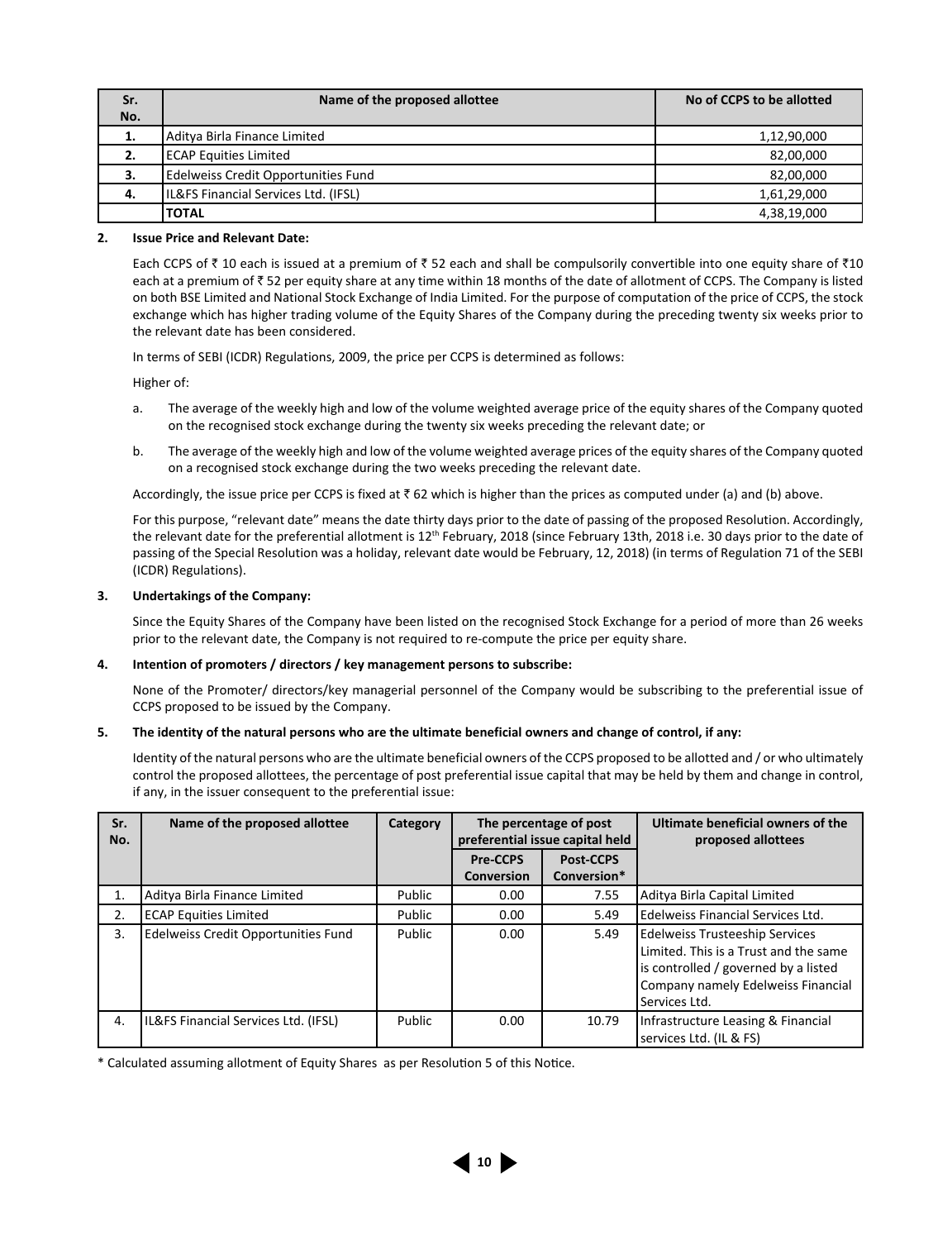| Sr. No. | Name of the proposed allottee | No of CCPS to be allotted |
|---|---|---|
| 1. | Aditya Birla Finance Limited | 1,12,90,000 |
| 2. | ECAP Equities Limited | 82,00,000 |
| 3. | Edelweiss Credit Opportunities Fund | 82,00,000 |
| 4. | IL&FS Financial Services Ltd. (IFSL) | 1,61,29,000 |
| | **TOTAL** | 4,38,19,000 |

**2. Issue Price and Relevant Date:**

Each CCPS of ₹ 10 each is issued at a premium of ₹ 52 each and shall be compulsorily convertible into one equity share of ₹10 each at a premium of ₹ 52 per equity share at any time within 18 months of the date of allotment of CCPS. The Company is listed on both BSE Limited and National Stock Exchange of India Limited. For the purpose of computation of the price of CCPS, the stock exchange which has higher trading volume of the Equity Shares of the Company during the preceding twenty six weeks prior to the relevant date has been considered.

In terms of SEBI (ICDR) Regulations, 2009, the price per CCPS is determined as follows:

Higher of:

a. The average of the weekly high and low of the volume weighted average price of the equity shares of the Company quoted on the recognised stock exchange during the twenty six weeks preceding the relevant date; or

b. The average of the weekly high and low of the volume weighted average prices of the equity shares of the Company quoted on a recognised stock exchange during the two weeks preceding the relevant date.

Accordingly, the issue price per CCPS is fixed at ₹ 62 which is higher than the prices as computed under (a) and (b) above.

For this purpose, "relevant date" means the date thirty days prior to the date of passing of the proposed Resolution. Accordingly, the relevant date for the preferential allotment is 12th February, 2018 (since February 13th, 2018 i.e. 30 days prior to the date of passing of the Special Resolution was a holiday, relevant date would be February, 12, 2018) (in terms of Regulation 71 of the SEBI (ICDR) Regulations).

**3. Undertakings of the Company:**

Since the Equity Shares of the Company have been listed on the recognised Stock Exchange for a period of more than 26 weeks prior to the relevant date, the Company is not required to re-compute the price per equity share.

**4. Intention of promoters / directors / key management persons to subscribe:**

None of the Promoter/ directors/key managerial personnel of the Company would be subscribing to the preferential issue of CCPS proposed to be issued by the Company.

**5. The identity of the natural persons who are the ultimate beneficial owners and change of control, if any:**

Identity of the natural persons who are the ultimate beneficial owners of the CCPS proposed to be allotted and / or who ultimately control the proposed allottees, the percentage of post preferential issue capital that may be held by them and change in control, if any, in the issuer consequent to the preferential issue:

| Sr. No. | Name of the proposed allottee | Category | The percentage of post preferential issue capital held | | Ultimate beneficial owners of the proposed allottees |
|---|---|---|---|---|---|
| | | | Pre-CCPS Conversion | Post-CCPS Conversion* | |
| 1. | Aditya Birla Finance Limited | Public | 0.00 | 7.55 | Aditya Birla Capital Limited |
| 2. | ECAP Equities Limited | Public | 0.00 | 5.49 | Edelweiss Financial Services Ltd. |
| 3. | Edelweiss Credit Opportunities Fund | Public | 0.00 | 5.49 | Edelweiss Trusteeship Services Limited. This is a Trust and the same is controlled / governed by a listed Company namely Edelweiss Financial Services Ltd. |
| 4. | IL&FS Financial Services Ltd. (IFSL) | Public | 0.00 | 10.79 | Infrastructure Leasing & Financial services Ltd. (IL & FS) |

* Calculated assuming allotment of Equity Shares as per Resolution 5 of this Notice.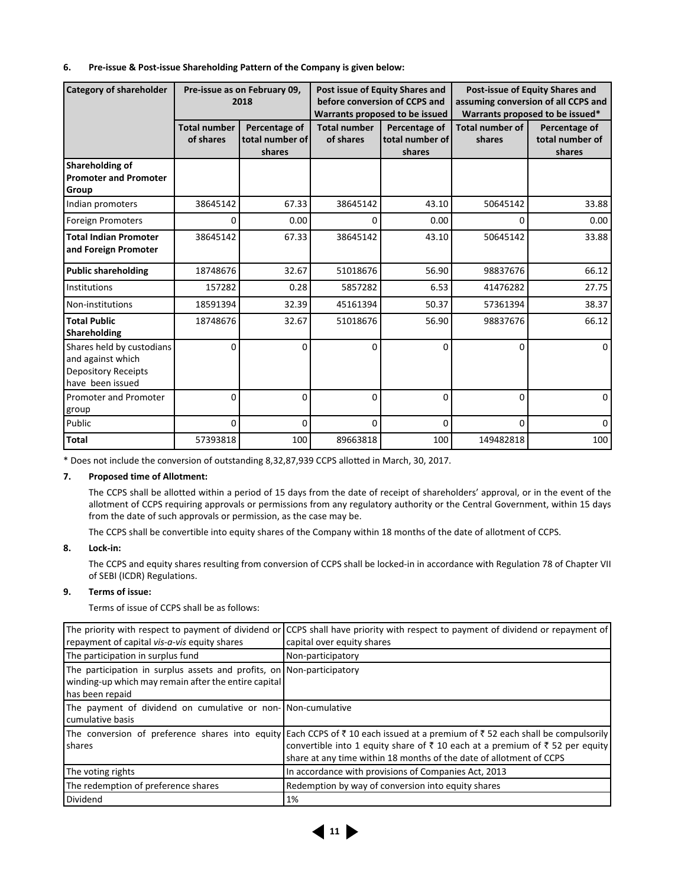**6. Pre-issue & Post-issue Shareholding Pattern of the Company is given below:**

| Category of shareholder | Pre-issue as on February 09, 2018 | | Post issue of Equity Shares and before conversion of CCPS and Warrants proposed to be issued | | Post-issue of Equity Shares and assuming conversion of all CCPS and Warrants proposed to be issued* | |
|---|---|---|---|---|---|---|
| | **Total number of shares** | **Percentage of total number of shares** | **Total number of shares** | **Percentage of total number of shares** | **Total number of shares** | **Percentage of total number of shares** |
| **Shareholding of Promoter and Promoter Group** | | | | | | |
| Indian promoters | 38645142 | 67.33 | 38645142 | 43.10 | 50645142 | 33.88 |
| Foreign Promoters | 0 | 0.00 | 0 | 0.00 | 0 | 0.00 |
| **Total Indian Promoter and Foreign Promoter** | 38645142 | 67.33 | 38645142 | 43.10 | 50645142 | 33.88 |
| **Public shareholding** | 18748676 | 32.67 | 51018676 | 56.90 | 98837676 | 66.12 |
| Institutions | 157282 | 0.28 | 5857282 | 6.53 | 41476282 | 27.75 |
| Non-institutions | 18591394 | 32.39 | 45161394 | 50.37 | 57361394 | 38.37 |
| **Total Public Shareholding** | 18748676 | 32.67 | 51018676 | 56.90 | 98837676 | 66.12 |
| Shares held by custodians and against which Depository Receipts have been issued | 0 | 0 | 0 | 0 | 0 | 0 |
| Promoter and Promoter group | 0 | 0 | 0 | 0 | 0 | 0 |
| Public | 0 | 0 | 0 | 0 | 0 | 0 |
| **Total** | 57393818 | 100 | 89663818 | 100 | 149482818 | 100 |

\* Does not include the conversion of outstanding 8,32,87,939 CCPS allotted in March, 30, 2017.

**7. Proposed time of Allotment:**

The CCPS shall be allotted within a period of 15 days from the date of receipt of shareholders' approval, or in the event of the allotment of CCPS requiring approvals or permissions from any regulatory authority or the Central Government, within 15 days from the date of such approvals or permission, as the case may be.

The CCPS shall be convertible into equity shares of the Company within 18 months of the date of allotment of CCPS.

**8. Lock-in:**

The CCPS and equity shares resulting from conversion of CCPS shall be locked-in in accordance with Regulation 78 of Chapter VII of SEBI (ICDR) Regulations.

**9. Terms of issue:**

Terms of issue of CCPS shall be as follows:

| | |
|---|---|
| The priority with respect to payment of dividend or repayment of capital *vis-a-vis* equity shares | CCPS shall have priority with respect to payment of dividend or repayment of capital over equity shares |
| The participation in surplus fund | Non-participatory |
| The participation in surplus assets and profits, on winding-up which may remain after the entire capital has been repaid | Non-participatory |
| The payment of dividend on cumulative or non-cumulative basis | Non-cumulative |
| The conversion of preference shares into equity shares | Each CCPS of ₹ 10 each issued at a premium of ₹ 52 each shall be compulsorily convertible into 1 equity share of ₹ 10 each at a premium of ₹ 52 per equity share at any time within 18 months of the date of allotment of CCPS |
| The voting rights | In accordance with provisions of Companies Act, 2013 |
| The redemption of preference shares | Redemption by way of conversion into equity shares |
| Dividend | 1% |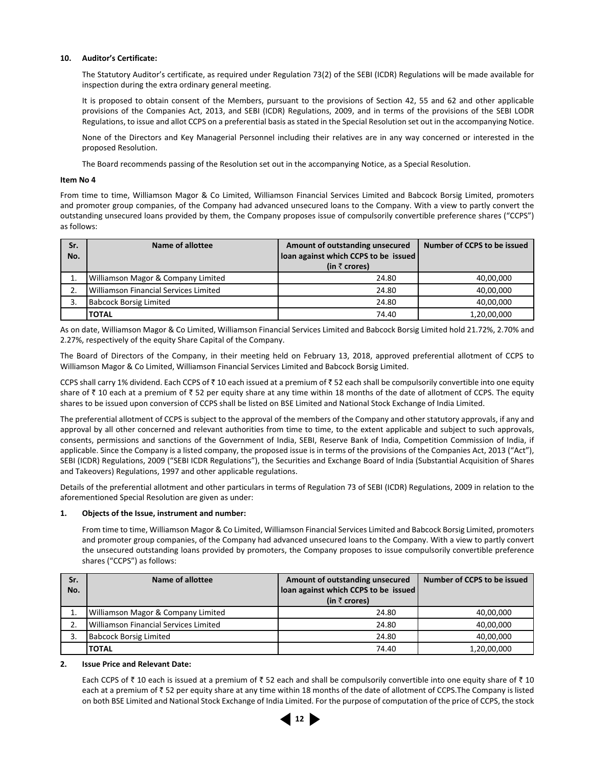**10. Auditor's Certificate:**

The Statutory Auditor's certificate, as required under Regulation 73(2) of the SEBI (ICDR) Regulations will be made available for inspection during the extra ordinary general meeting.

It is proposed to obtain consent of the Members, pursuant to the provisions of Section 42, 55 and 62 and other applicable provisions of the Companies Act, 2013, and SEBI (ICDR) Regulations, 2009, and in terms of the provisions of the SEBI LODR Regulations, to issue and allot CCPS on a preferential basis as stated in the Special Resolution set out in the accompanying Notice.

None of the Directors and Key Managerial Personnel including their relatives are in any way concerned or interested in the proposed Resolution.

The Board recommends passing of the Resolution set out in the accompanying Notice, as a Special Resolution.

**Item No 4**

From time to time, Williamson Magor & Co Limited, Williamson Financial Services Limited and Babcock Borsig Limited, promoters and promoter group companies, of the Company had advanced unsecured loans to the Company. With a view to partly convert the outstanding unsecured loans provided by them, the Company proposes issue of compulsorily convertible preference shares ("CCPS") as follows:

| Sr. No. | Name of allottee | Amount of outstanding unsecured loan against which CCPS to be issued (in ₹ crores) | Number of CCPS to be issued |
|---|---|---|---|
| 1. | Williamson Magor & Company Limited | 24.80 | 40,00,000 |
| 2. | Williamson Financial Services Limited | 24.80 | 40,00,000 |
| 3. | Babcock Borsig Limited | 24.80 | 40,00,000 |
| | **TOTAL** | 74.40 | 1,20,00,000 |

As on date, Williamson Magor & Co Limited, Williamson Financial Services Limited and Babcock Borsig Limited hold 21.72%, 2.70% and 2.27%, respectively of the equity Share Capital of the Company.

The Board of Directors of the Company, in their meeting held on February 13, 2018, approved preferential allotment of CCPS to Williamson Magor & Co Limited, Williamson Financial Services Limited and Babcock Borsig Limited.

CCPS shall carry 1% dividend. Each CCPS of ₹ 10 each issued at a premium of ₹ 52 each shall be compulsorily convertible into one equity share of ₹ 10 each at a premium of ₹ 52 per equity share at any time within 18 months of the date of allotment of CCPS. The equity shares to be issued upon conversion of CCPS shall be listed on BSE Limited and National Stock Exchange of India Limited.

The preferential allotment of CCPS is subject to the approval of the members of the Company and other statutory approvals, if any and approval by all other concerned and relevant authorities from time to time, to the extent applicable and subject to such approvals, consents, permissions and sanctions of the Government of India, SEBI, Reserve Bank of India, Competition Commission of India, if applicable. Since the Company is a listed company, the proposed issue is in terms of the provisions of the Companies Act, 2013 ("Act"), SEBI (ICDR) Regulations, 2009 ("SEBI ICDR Regulations"), the Securities and Exchange Board of India (Substantial Acquisition of Shares and Takeovers) Regulations, 1997 and other applicable regulations.

Details of the preferential allotment and other particulars in terms of Regulation 73 of SEBI (ICDR) Regulations, 2009 in relation to the aforementioned Special Resolution are given as under:

**1. Objects of the Issue, instrument and number:**

From time to time, Williamson Magor & Co Limited, Williamson Financial Services Limited and Babcock Borsig Limited, promoters and promoter group companies, of the Company had advanced unsecured loans to the Company. With a view to partly convert the unsecured outstanding loans provided by promoters, the Company proposes to issue compulsorily convertible preference shares ("CCPS") as follows:

| Sr. No. | Name of allottee | Amount of outstanding unsecured loan against which CCPS to be issued (in ₹ crores) | Number of CCPS to be issued |
|---|---|---|---|
| 1. | Williamson Magor & Company Limited | 24.80 | 40,00,000 |
| 2. | Williamson Financial Services Limited | 24.80 | 40,00,000 |
| 3. | Babcock Borsig Limited | 24.80 | 40,00,000 |
| | **TOTAL** | 74.40 | 1,20,00,000 |

**2. Issue Price and Relevant Date:**

Each CCPS of ₹ 10 each is issued at a premium of ₹ 52 each and shall be compulsorily convertible into one equity share of ₹ 10 each at a premium of ₹ 52 per equity share at any time within 18 months of the date of allotment of CCPS.The Company is listed on both BSE Limited and National Stock Exchange of India Limited. For the purpose of computation of the price of CCPS, the stock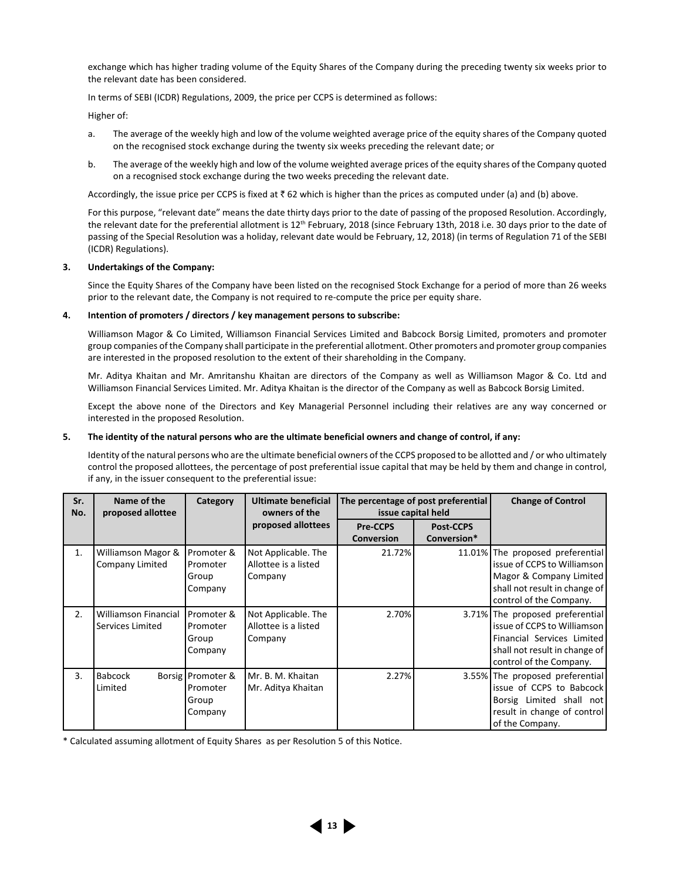exchange which has higher trading volume of the Equity Shares of the Company during the preceding twenty six weeks prior to the relevant date has been considered.

In terms of SEBI (ICDR) Regulations, 2009, the price per CCPS is determined as follows:

Higher of:

a. The average of the weekly high and low of the volume weighted average price of the equity shares of the Company quoted on the recognised stock exchange during the twenty six weeks preceding the relevant date; or

b. The average of the weekly high and low of the volume weighted average prices of the equity shares of the Company quoted on a recognised stock exchange during the two weeks preceding the relevant date.

Accordingly, the issue price per CCPS is fixed at ₹ 62 which is higher than the prices as computed under (a) and (b) above.

For this purpose, "relevant date" means the date thirty days prior to the date of passing of the proposed Resolution. Accordingly, the relevant date for the preferential allotment is 12th February, 2018 (since February 13th, 2018 i.e. 30 days prior to the date of passing of the Special Resolution was a holiday, relevant date would be February, 12, 2018) (in terms of Regulation 71 of the SEBI (ICDR) Regulations).

**3. Undertakings of the Company:**

Since the Equity Shares of the Company have been listed on the recognised Stock Exchange for a period of more than 26 weeks prior to the relevant date, the Company is not required to re-compute the price per equity share.

**4. Intention of promoters / directors / key management persons to subscribe:**

Williamson Magor & Co Limited, Williamson Financial Services Limited and Babcock Borsig Limited, promoters and promoter group companies of the Company shall participate in the preferential allotment. Other promoters and promoter group companies are interested in the proposed resolution to the extent of their shareholding in the Company.

Mr. Aditya Khaitan and Mr. Amritanshu Khaitan are directors of the Company as well as Williamson Magor & Co. Ltd and Williamson Financial Services Limited. Mr. Aditya Khaitan is the director of the Company as well as Babcock Borsig Limited.

Except the above none of the Directors and Key Managerial Personnel including their relatives are any way concerned or interested in the proposed Resolution.

**5. The identity of the natural persons who are the ultimate beneficial owners and change of control, if any:**

Identity of the natural persons who are the ultimate beneficial owners of the CCPS proposed to be allotted and / or who ultimately control the proposed allottees, the percentage of post preferential issue capital that may be held by them and change in control, if any, in the issuer consequent to the preferential issue:

| Sr. No. | Name of the proposed allottee | Category | Ultimate beneficial owners of the proposed allottees | The percentage of post preferential issue capital held | | Change of Control |
|---|---|---|---|---|---|---|
| | | | | Pre-CCPS Conversion | Post-CCPS Conversion* | |
| 1. | Williamson Magor & Company Limited | Promoter & Promoter Group Company | Not Applicable. The Allottee is a listed Company | 21.72% | 11.01% | The proposed preferential issue of CCPS to Williamson Magor & Company Limited shall not result in change of control of the Company. |
| 2. | Williamson Financial Services Limited | Promoter & Promoter Group Company | Not Applicable. The Allottee is a listed Company | 2.70% | 3.71% | The proposed preferential issue of CCPS to Williamson Financial Services Limited shall not result in change of control of the Company. |
| 3. | Babcock Borsig Limited | Promoter & Promoter Group Company | Mr. B. M. Khaitan Mr. Aditya Khaitan | 2.27% | 3.55% | The proposed preferential issue of CCPS to Babcock Borsig Limited shall not result in change of control of the Company. |

\* Calculated assuming allotment of Equity Shares as per Resolution 5 of this Notice.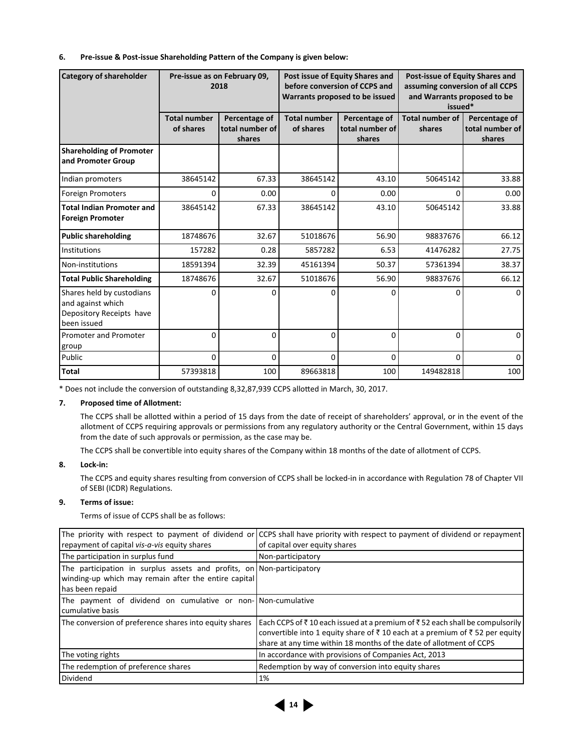**6. Pre-issue & Post-issue Shareholding Pattern of the Company is given below:**

| Category of shareholder | Pre-issue as on February 09, 2018 | | Post issue of Equity Shares and before conversion of CCPS and Warrants proposed to be issued | | Post-issue of Equity Shares and assuming conversion of all CCPS and Warrants proposed to be issued* | |
|---|---|---|---|---|---|---|
| | **Total number of shares** | **Percentage of total number of shares** | **Total number of shares** | **Percentage of total number of shares** | **Total number of shares** | **Percentage of total number of shares** |
| **Shareholding of Promoter and Promoter Group** | | | | | | |
| Indian promoters | 38645142 | 67.33 | 38645142 | 43.10 | 50645142 | 33.88 |
| Foreign Promoters | 0 | 0.00 | 0 | 0.00 | 0 | 0.00 |
| **Total Indian Promoter and Foreign Promoter** | 38645142 | 67.33 | 38645142 | 43.10 | 50645142 | 33.88 |
| **Public shareholding** | 18748676 | 32.67 | 51018676 | 56.90 | 98837676 | 66.12 |
| Institutions | 157282 | 0.28 | 5857282 | 6.53 | 41476282 | 27.75 |
| Non-institutions | 18591394 | 32.39 | 45161394 | 50.37 | 57361394 | 38.37 |
| **Total Public Shareholding** | 18748676 | 32.67 | 51018676 | 56.90 | 98837676 | 66.12 |
| Shares held by custodians and against which Depository Receipts have been issued | 0 | 0 | 0 | 0 | 0 | 0 |
| Promoter and Promoter group | 0 | 0 | 0 | 0 | 0 | 0 |
| Public | 0 | 0 | 0 | 0 | 0 | 0 |
| **Total** | 57393818 | 100 | 89663818 | 100 | 149482818 | 100 |

* Does not include the conversion of outstanding 8,32,87,939 CCPS allotted in March, 30, 2017.

**7. Proposed time of Allotment:**

The CCPS shall be allotted within a period of 15 days from the date of receipt of shareholders' approval, or in the event of the allotment of CCPS requiring approvals or permissions from any regulatory authority or the Central Government, within 15 days from the date of such approvals or permission, as the case may be.

The CCPS shall be convertible into equity shares of the Company within 18 months of the date of allotment of CCPS.

**8. Lock-in:**

The CCPS and equity shares resulting from conversion of CCPS shall be locked-in in accordance with Regulation 78 of Chapter VII of SEBI (ICDR) Regulations.

**9. Terms of issue:**

Terms of issue of CCPS shall be as follows:

| | |
|---|---|
| The priority with respect to payment of dividend or repayment of capital *vis-a-vis* equity shares | CCPS shall have priority with respect to payment of dividend or repayment of capital over equity shares |
| The participation in surplus fund | Non-participatory |
| The participation in surplus assets and profits, on winding-up which may remain after the entire capital has been repaid | Non-participatory |
| The payment of dividend on cumulative or non-cumulative basis | Non-cumulative |
| The conversion of preference shares into equity shares | Each CCPS of ₹ 10 each issued at a premium of ₹ 52 each shall be compulsorily convertible into 1 equity share of ₹ 10 each at a premium of ₹ 52 per equity share at any time within 18 months of the date of allotment of CCPS |
| The voting rights | In accordance with provisions of Companies Act, 2013 |
| The redemption of preference shares | Redemption by way of conversion into equity shares |
| Dividend | 1% |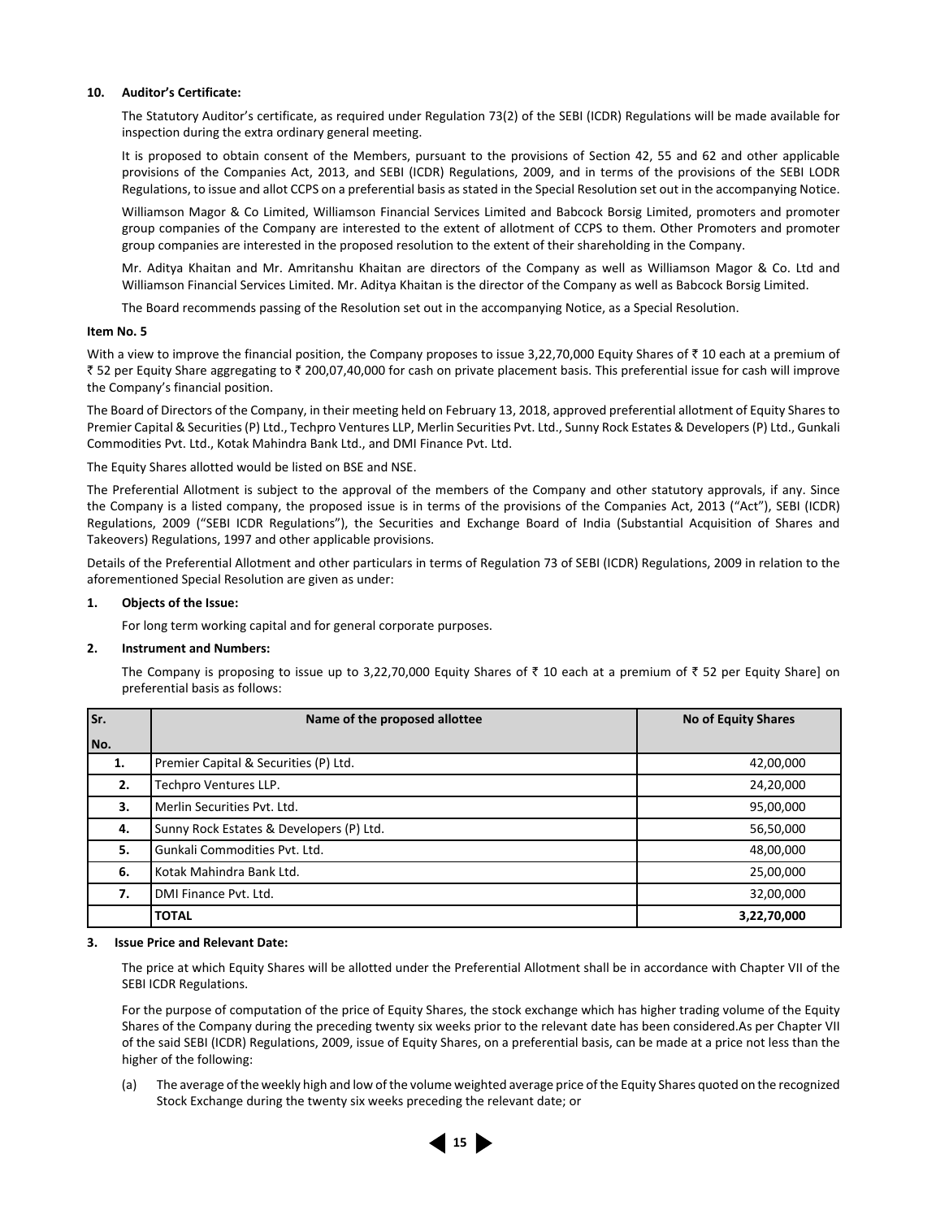**10. Auditor's Certificate:**

The Statutory Auditor's certificate, as required under Regulation 73(2) of the SEBI (ICDR) Regulations will be made available for inspection during the extra ordinary general meeting.

It is proposed to obtain consent of the Members, pursuant to the provisions of Section 42, 55 and 62 and other applicable provisions of the Companies Act, 2013, and SEBI (ICDR) Regulations, 2009, and in terms of the provisions of the SEBI LODR Regulations, to issue and allot CCPS on a preferential basis as stated in the Special Resolution set out in the accompanying Notice.

Williamson Magor & Co Limited, Williamson Financial Services Limited and Babcock Borsig Limited, promoters and promoter group companies of the Company are interested to the extent of allotment of CCPS to them. Other Promoters and promoter group companies are interested in the proposed resolution to the extent of their shareholding in the Company.

Mr. Aditya Khaitan and Mr. Amritanshu Khaitan are directors of the Company as well as Williamson Magor & Co. Ltd and Williamson Financial Services Limited. Mr. Aditya Khaitan is the director of the Company as well as Babcock Borsig Limited.

The Board recommends passing of the Resolution set out in the accompanying Notice, as a Special Resolution.

**Item No. 5**

With a view to improve the financial position, the Company proposes to issue 3,22,70,000 Equity Shares of ₹ 10 each at a premium of ₹ 52 per Equity Share aggregating to ₹ 200,07,40,000 for cash on private placement basis. This preferential issue for cash will improve the Company's financial position.

The Board of Directors of the Company, in their meeting held on February 13, 2018, approved preferential allotment of Equity Shares to Premier Capital & Securities (P) Ltd., Techpro Ventures LLP, Merlin Securities Pvt. Ltd., Sunny Rock Estates & Developers (P) Ltd., Gunkali Commodities Pvt. Ltd., Kotak Mahindra Bank Ltd., and DMI Finance Pvt. Ltd.

The Equity Shares allotted would be listed on BSE and NSE.

The Preferential Allotment is subject to the approval of the members of the Company and other statutory approvals, if any. Since the Company is a listed company, the proposed issue is in terms of the provisions of the Companies Act, 2013 ("Act"), SEBI (ICDR) Regulations, 2009 ("SEBI ICDR Regulations"), the Securities and Exchange Board of India (Substantial Acquisition of Shares and Takeovers) Regulations, 1997 and other applicable provisions.

Details of the Preferential Allotment and other particulars in terms of Regulation 73 of SEBI (ICDR) Regulations, 2009 in relation to the aforementioned Special Resolution are given as under:

**1. Objects of the Issue:**

For long term working capital and for general corporate purposes.

**2. Instrument and Numbers:**

The Company is proposing to issue up to 3,22,70,000 Equity Shares of ₹ 10 each at a premium of ₹ 52 per Equity Share] on preferential basis as follows:

| Sr. No. | Name of the proposed allottee | No of Equity Shares |
|---|---|---|
| 1. | Premier Capital & Securities (P) Ltd. | 42,00,000 |
| 2. | Techpro Ventures LLP. | 24,20,000 |
| 3. | Merlin Securities Pvt. Ltd. | 95,00,000 |
| 4. | Sunny Rock Estates & Developers (P) Ltd. | 56,50,000 |
| 5. | Gunkali Commodities Pvt. Ltd. | 48,00,000 |
| 6. | Kotak Mahindra Bank Ltd. | 25,00,000 |
| 7. | DMI Finance Pvt. Ltd. | 32,00,000 |
| | **TOTAL** | **3,22,70,000** |

**3. Issue Price and Relevant Date:**

The price at which Equity Shares will be allotted under the Preferential Allotment shall be in accordance with Chapter VII of the SEBI ICDR Regulations.

For the purpose of computation of the price of Equity Shares, the stock exchange which has higher trading volume of the Equity Shares of the Company during the preceding twenty six weeks prior to the relevant date has been considered.As per Chapter VII of the said SEBI (ICDR) Regulations, 2009, issue of Equity Shares, on a preferential basis, can be made at a price not less than the higher of the following:

(a) The average of the weekly high and low of the volume weighted average price of the Equity Shares quoted on the recognized Stock Exchange during the twenty six weeks preceding the relevant date; or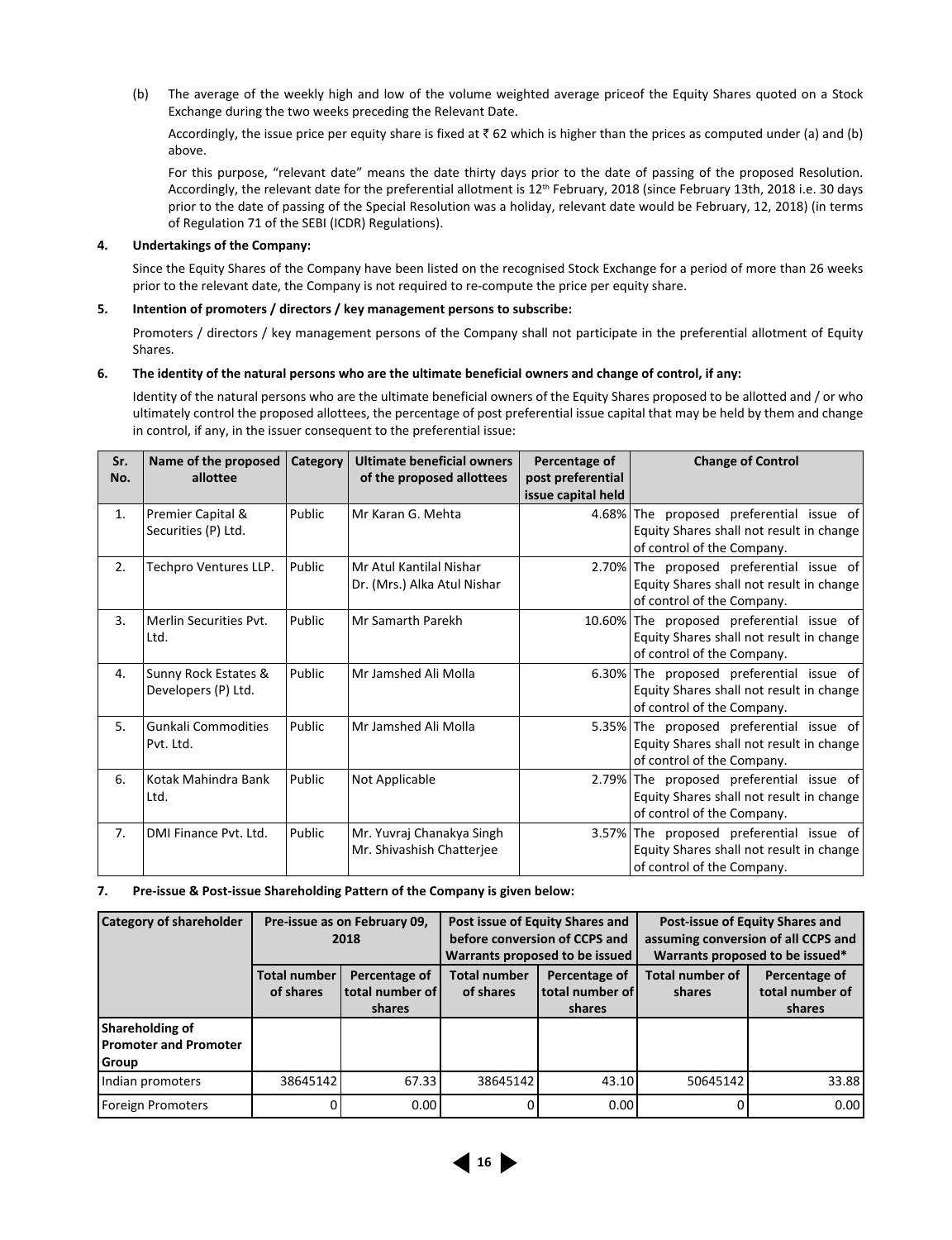(b) The average of the weekly high and low of the volume weighted average priceof the Equity Shares quoted on a Stock Exchange during the two weeks preceding the Relevant Date.

Accordingly, the issue price per equity share is fixed at ₹ 62 which is higher than the prices as computed under (a) and (b) above.

For this purpose, "relevant date" means the date thirty days prior to the date of passing of the proposed Resolution. Accordingly, the relevant date for the preferential allotment is 12th February, 2018 (since February 13th, 2018 i.e. 30 days prior to the date of passing of the Special Resolution was a holiday, relevant date would be February, 12, 2018) (in terms of Regulation 71 of the SEBI (ICDR) Regulations).

**4. Undertakings of the Company:**

Since the Equity Shares of the Company have been listed on the recognised Stock Exchange for a period of more than 26 weeks prior to the relevant date, the Company is not required to re-compute the price per equity share.

**5. Intention of promoters / directors / key management persons to subscribe:**

Promoters / directors / key management persons of the Company shall not participate in the preferential allotment of Equity Shares.

**6. The identity of the natural persons who are the ultimate beneficial owners and change of control, if any:**

Identity of the natural persons who are the ultimate beneficial owners of the Equity Shares proposed to be allotted and / or who ultimately control the proposed allottees, the percentage of post preferential issue capital that may be held by them and change in control, if any, in the issuer consequent to the preferential issue:

| Sr. No. | Name of the proposed allottee | Category | Ultimate beneficial owners of the proposed allottees | Percentage of post preferential issue capital held | Change of Control |
|---|---|---|---|---|---|
| 1. | Premier Capital & Securities (P) Ltd. | Public | Mr Karan G. Mehta | 4.68% | The proposed preferential issue of Equity Shares shall not result in change of control of the Company. |
| 2. | Techpro Ventures LLP. | Public | Mr Atul Kantilal Nishar<br>Dr. (Mrs.) Alka Atul Nishar | 2.70% | The proposed preferential issue of Equity Shares shall not result in change of control of the Company. |
| 3. | Merlin Securities Pvt. Ltd. | Public | Mr Samarth Parekh | 10.60% | The proposed preferential issue of Equity Shares shall not result in change of control of the Company. |
| 4. | Sunny Rock Estates & Developers (P) Ltd. | Public | Mr Jamshed Ali Molla | 6.30% | The proposed preferential issue of Equity Shares shall not result in change of control of the Company. |
| 5. | Gunkali Commodities Pvt. Ltd. | Public | Mr Jamshed Ali Molla | 5.35% | The proposed preferential issue of Equity Shares shall not result in change of control of the Company. |
| 6. | Kotak Mahindra Bank Ltd. | Public | Not Applicable | 2.79% | The proposed preferential issue of Equity Shares shall not result in change of control of the Company. |
| 7. | DMI Finance Pvt. Ltd. | Public | Mr. Yuvraj Chanakya Singh<br>Mr. Shivashish Chatterjee | 3.57% | The proposed preferential issue of Equity Shares shall not result in change of control of the Company. |

**7. Pre-issue & Post-issue Shareholding Pattern of the Company is given below:**

| Category of shareholder | Pre-issue as on February 09, 2018 | | Post issue of Equity Shares and before conversion of CCPS and Warrants proposed to be issued | | Post-issue of Equity Shares and assuming conversion of all CCPS and Warrants proposed to be issued* | |
|---|---|---|---|---|---|---|
| | Total number of shares | Percentage of total number of shares | Total number of shares | Percentage of total number of shares | Total number of shares | Percentage of total number of shares |
| **Shareholding of Promoter and Promoter Group** | | | | | | |
| Indian promoters | 38645142 | 67.33 | 38645142 | 43.10 | 50645142 | 33.88 |
| Foreign Promoters | 0 | 0.00 | 0 | 0.00 | 0 | 0.00 |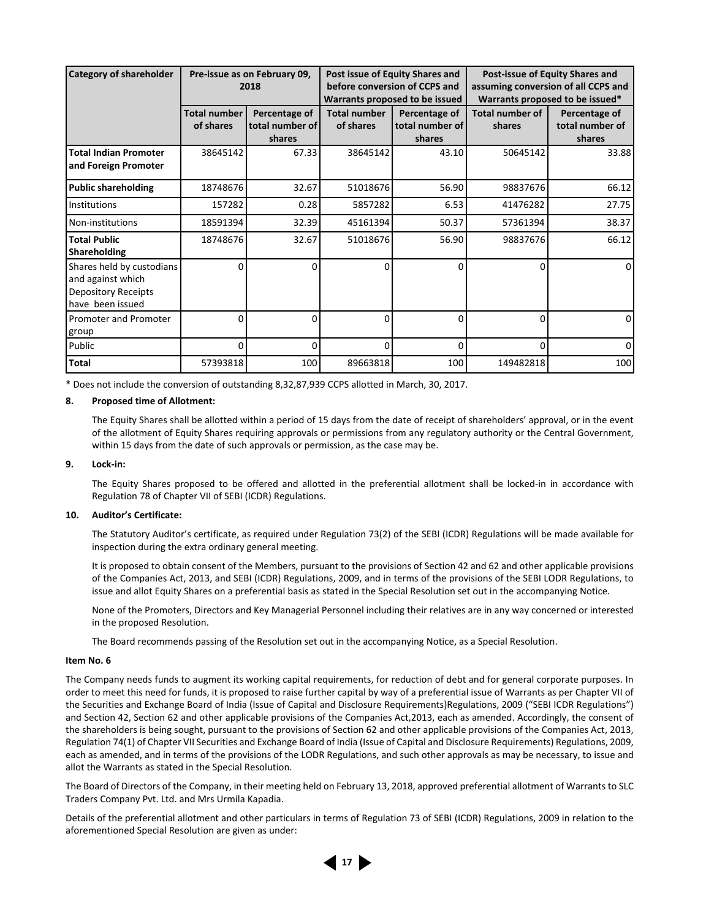| Category of shareholder | Pre-issue as on February 09, 2018 | | Post issue of Equity Shares and before conversion of CCPS and Warrants proposed to be issued | | Post-issue of Equity Shares and assuming conversion of all CCPS and Warrants proposed to be issued* | |
|---|---|---|---|---|---|---|
| | Total number of shares | Percentage of total number of shares | Total number of shares | Percentage of total number of shares | Total number of shares | Percentage of total number of shares |
| **Total Indian Promoter and Foreign Promoter** | 38645142 | 67.33 | 38645142 | 43.10 | 50645142 | 33.88 |
| **Public shareholding** | 18748676 | 32.67 | 51018676 | 56.90 | 98837676 | 66.12 |
| Institutions | 157282 | 0.28 | 5857282 | 6.53 | 41476282 | 27.75 |
| Non-institutions | 18591394 | 32.39 | 45161394 | 50.37 | 57361394 | 38.37 |
| **Total Public Shareholding** | 18748676 | 32.67 | 51018676 | 56.90 | 98837676 | 66.12 |
| Shares held by custodians and against which Depository Receipts have been issued | 0 | 0 | 0 | 0 | 0 | 0 |
| Promoter and Promoter group | 0 | 0 | 0 | 0 | 0 | 0 |
| Public | 0 | 0 | 0 | 0 | 0 | 0 |
| **Total** | 57393818 | 100 | 89663818 | 100 | 149482818 | 100 |

* Does not include the conversion of outstanding 8,32,87,939 CCPS allotted in March, 30, 2017.

**8. Proposed time of Allotment:**

The Equity Shares shall be allotted within a period of 15 days from the date of receipt of shareholders' approval, or in the event of the allotment of Equity Shares requiring approvals or permissions from any regulatory authority or the Central Government, within 15 days from the date of such approvals or permission, as the case may be.

**9. Lock-in:**

The Equity Shares proposed to be offered and allotted in the preferential allotment shall be locked-in in accordance with Regulation 78 of Chapter VII of SEBI (ICDR) Regulations.

**10. Auditor's Certificate:**

The Statutory Auditor's certificate, as required under Regulation 73(2) of the SEBI (ICDR) Regulations will be made available for inspection during the extra ordinary general meeting.

It is proposed to obtain consent of the Members, pursuant to the provisions of Section 42 and 62 and other applicable provisions of the Companies Act, 2013, and SEBI (ICDR) Regulations, 2009, and in terms of the provisions of the SEBI LODR Regulations, to issue and allot Equity Shares on a preferential basis as stated in the Special Resolution set out in the accompanying Notice.

None of the Promoters, Directors and Key Managerial Personnel including their relatives are in any way concerned or interested in the proposed Resolution.

The Board recommends passing of the Resolution set out in the accompanying Notice, as a Special Resolution.

**Item No. 6**

The Company needs funds to augment its working capital requirements, for reduction of debt and for general corporate purposes. In order to meet this need for funds, it is proposed to raise further capital by way of a preferential issue of Warrants as per Chapter VII of the Securities and Exchange Board of India (Issue of Capital and Disclosure Requirements)Regulations, 2009 ("SEBI ICDR Regulations") and Section 42, Section 62 and other applicable provisions of the Companies Act,2013, each as amended. Accordingly, the consent of the shareholders is being sought, pursuant to the provisions of Section 62 and other applicable provisions of the Companies Act, 2013, Regulation 74(1) of Chapter VII Securities and Exchange Board of India (Issue of Capital and Disclosure Requirements) Regulations, 2009, each as amended, and in terms of the provisions of the LODR Regulations, and such other approvals as may be necessary, to issue and allot the Warrants as stated in the Special Resolution.

The Board of Directors of the Company, in their meeting held on February 13, 2018, approved preferential allotment of Warrants to SLC Traders Company Pvt. Ltd. and Mrs Urmila Kapadia.

Details of the preferential allotment and other particulars in terms of Regulation 73 of SEBI (ICDR) Regulations, 2009 in relation to the aforementioned Special Resolution are given as under: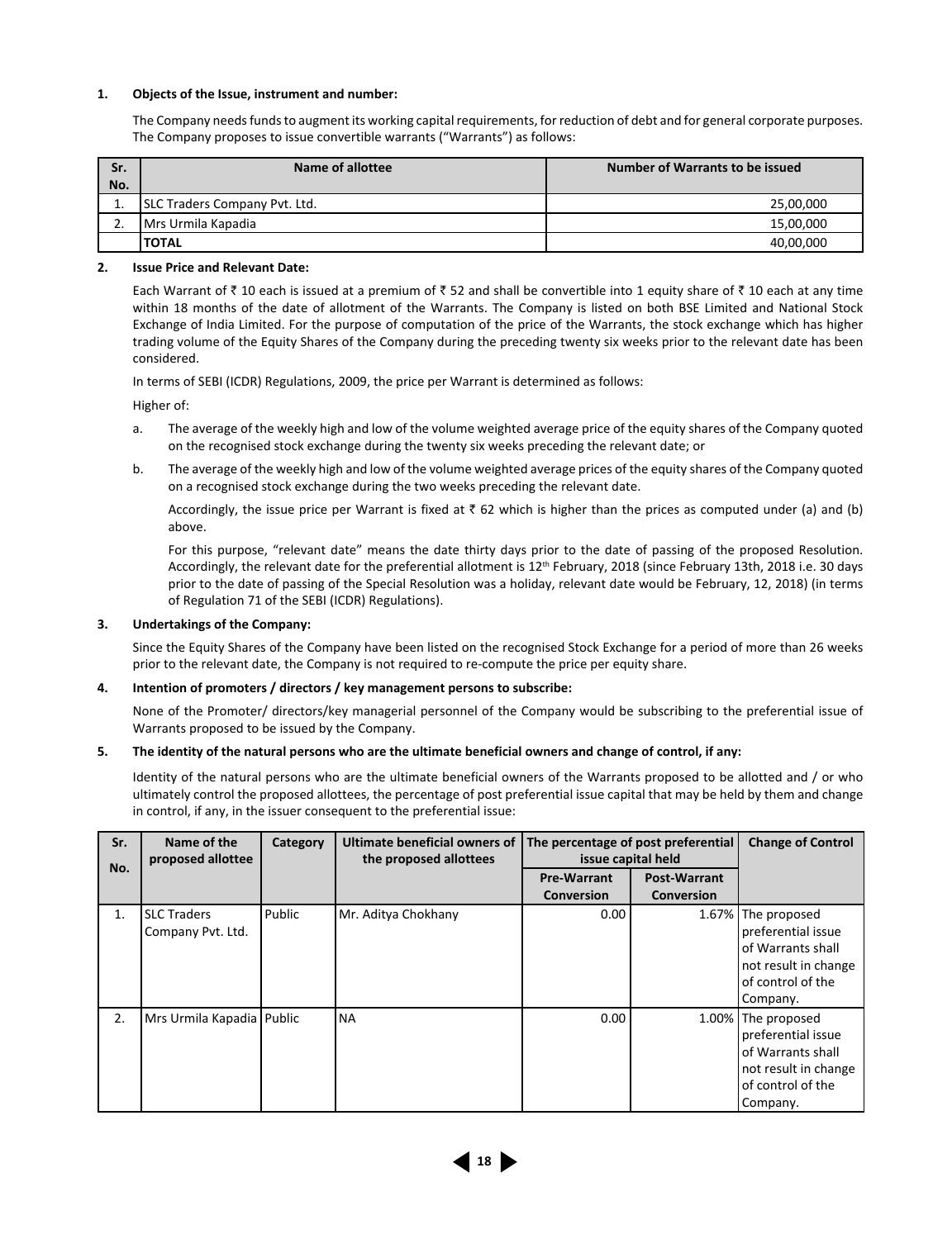**1. Objects of the Issue, instrument and number:**

The Company needs funds to augment its working capital requirements, for reduction of debt and for general corporate purposes. The Company proposes to issue convertible warrants ("Warrants") as follows:

| Sr. No. | Name of allottee | Number of Warrants to be issued |
|---|---|---|
| 1. | SLC Traders Company Pvt. Ltd. | 25,00,000 |
| 2. | Mrs Urmila Kapadia | 15,00,000 |
| | **TOTAL** | 40,00,000 |

**2. Issue Price and Relevant Date:**

Each Warrant of ₹ 10 each is issued at a premium of ₹ 52 and shall be convertible into 1 equity share of ₹ 10 each at any time within 18 months of the date of allotment of the Warrants. The Company is listed on both BSE Limited and National Stock Exchange of India Limited. For the purpose of computation of the price of the Warrants, the stock exchange which has higher trading volume of the Equity Shares of the Company during the preceding twenty six weeks prior to the relevant date has been considered.

In terms of SEBI (ICDR) Regulations, 2009, the price per Warrant is determined as follows:

Higher of:

a. The average of the weekly high and low of the volume weighted average price of the equity shares of the Company quoted on the recognised stock exchange during the twenty six weeks preceding the relevant date; or

b. The average of the weekly high and low of the volume weighted average prices of the equity shares of the Company quoted on a recognised stock exchange during the two weeks preceding the relevant date.

Accordingly, the issue price per Warrant is fixed at ₹ 62 which is higher than the prices as computed under (a) and (b) above.

For this purpose, "relevant date" means the date thirty days prior to the date of passing of the proposed Resolution. Accordingly, the relevant date for the preferential allotment is 12th February, 2018 (since February 13th, 2018 i.e. 30 days prior to the date of passing of the Special Resolution was a holiday, relevant date would be February, 12, 2018) (in terms of Regulation 71 of the SEBI (ICDR) Regulations).

**3. Undertakings of the Company:**

Since the Equity Shares of the Company have been listed on the recognised Stock Exchange for a period of more than 26 weeks prior to the relevant date, the Company is not required to re-compute the price per equity share.

**4. Intention of promoters / directors / key management persons to subscribe:**

None of the Promoter/ directors/key managerial personnel of the Company would be subscribing to the preferential issue of Warrants proposed to be issued by the Company.

**5. The identity of the natural persons who are the ultimate beneficial owners and change of control, if any:**

Identity of the natural persons who are the ultimate beneficial owners of the Warrants proposed to be allotted and / or who ultimately control the proposed allottees, the percentage of post preferential issue capital that may be held by them and change in control, if any, in the issuer consequent to the preferential issue:

| Sr. No. | Name of the proposed allottee | Category | Ultimate beneficial owners of the proposed allottees | The percentage of post preferential issue capital held | | Change of Control |
|---|---|---|---|---|---|---|
| | | | | Pre-Warrant Conversion | Post-Warrant Conversion | |
| 1. | SLC Traders Company Pvt. Ltd. | Public | Mr. Aditya Chokhany | 0.00 | 1.67% | The proposed preferential issue of Warrants shall not result in change of control of the Company. |
| 2. | Mrs Urmila Kapadia | Public | NA | 0.00 | 1.00% | The proposed preferential issue of Warrants shall not result in change of control of the Company. |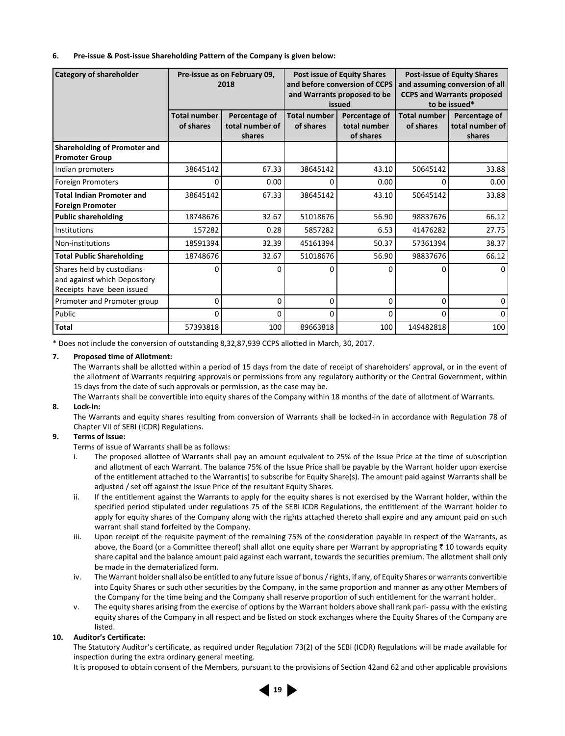**6. Pre-issue & Post-issue Shareholding Pattern of the Company is given below:**

| Category of shareholder | Pre-issue as on February 09, 2018 | | Post issue of Equity Shares and before conversion of CCPS and Warrants proposed to be issued | | Post-issue of Equity Shares and assuming conversion of all CCPS and Warrants proposed to be issued* | |
|---|---|---|---|---|---|---|
| | Total number of shares | Percentage of total number of shares | Total number of shares | Percentage of total number of shares | Total number of shares | Percentage of total number of shares |
| **Shareholding of Promoter and Promoter Group** | | | | | | |
| Indian promoters | 38645142 | 67.33 | 38645142 | 43.10 | 50645142 | 33.88 |
| Foreign Promoters | 0 | 0.00 | 0 | 0.00 | 0 | 0.00 |
| **Total Indian Promoter and Foreign Promoter** | 38645142 | 67.33 | 38645142 | 43.10 | 50645142 | 33.88 |
| **Public shareholding** | 18748676 | 32.67 | 51018676 | 56.90 | 98837676 | 66.12 |
| Institutions | 157282 | 0.28 | 5857282 | 6.53 | 41476282 | 27.75 |
| Non-institutions | 18591394 | 32.39 | 45161394 | 50.37 | 57361394 | 38.37 |
| **Total Public Shareholding** | 18748676 | 32.67 | 51018676 | 56.90 | 98837676 | 66.12 |
| Shares held by custodians and against which Depository Receipts have been issued | 0 | 0 | 0 | 0 | 0 | 0 |
| Promoter and Promoter group | 0 | 0 | 0 | 0 | 0 | 0 |
| Public | 0 | 0 | 0 | 0 | 0 | 0 |
| **Total** | 57393818 | 100 | 89663818 | 100 | 149482818 | 100 |

* Does not include the conversion of outstanding 8,32,87,939 CCPS allotted in March, 30, 2017.

**7. Proposed time of Allotment:**

The Warrants shall be allotted within a period of 15 days from the date of receipt of shareholders' approval, or in the event of the allotment of Warrants requiring approvals or permissions from any regulatory authority or the Central Government, within 15 days from the date of such approvals or permission, as the case may be.

The Warrants shall be convertible into equity shares of the Company within 18 months of the date of allotment of Warrants.

**8. Lock-in:**

The Warrants and equity shares resulting from conversion of Warrants shall be locked-in in accordance with Regulation 78 of Chapter VII of SEBI (ICDR) Regulations.

**9. Terms of issue:**

Terms of issue of Warrants shall be as follows:

i. The proposed allottee of Warrants shall pay an amount equivalent to 25% of the Issue Price at the time of subscription and allotment of each Warrant. The balance 75% of the Issue Price shall be payable by the Warrant holder upon exercise of the entitlement attached to the Warrant(s) to subscribe for Equity Share(s). The amount paid against Warrants shall be adjusted / set off against the Issue Price of the resultant Equity Shares.

ii. If the entitlement against the Warrants to apply for the equity shares is not exercised by the Warrant holder, within the specified period stipulated under regulations 75 of the SEBI ICDR Regulations, the entitlement of the Warrant holder to apply for equity shares of the Company along with the rights attached thereto shall expire and any amount paid on such warrant shall stand forfeited by the Company.

iii. Upon receipt of the requisite payment of the remaining 75% of the consideration payable in respect of the Warrants, as above, the Board (or a Committee thereof) shall allot one equity share per Warrant by appropriating ₹ 10 towards equity share capital and the balance amount paid against each warrant, towards the securities premium. The allotment shall only be made in the dematerialized form.

iv. The Warrant holder shall also be entitled to any future issue of bonus / rights, if any, of Equity Shares or warrants convertible into Equity Shares or such other securities by the Company, in the same proportion and manner as any other Members of the Company for the time being and the Company shall reserve proportion of such entitlement for the warrant holder.

v. The equity shares arising from the exercise of options by the Warrant holders above shall rank pari- passu with the existing equity shares of the Company in all respect and be listed on stock exchanges where the Equity Shares of the Company are listed.

**10. Auditor's Certificate:**

The Statutory Auditor's certificate, as required under Regulation 73(2) of the SEBI (ICDR) Regulations will be made available for inspection during the extra ordinary general meeting.

It is proposed to obtain consent of the Members, pursuant to the provisions of Section 42and 62 and other applicable provisions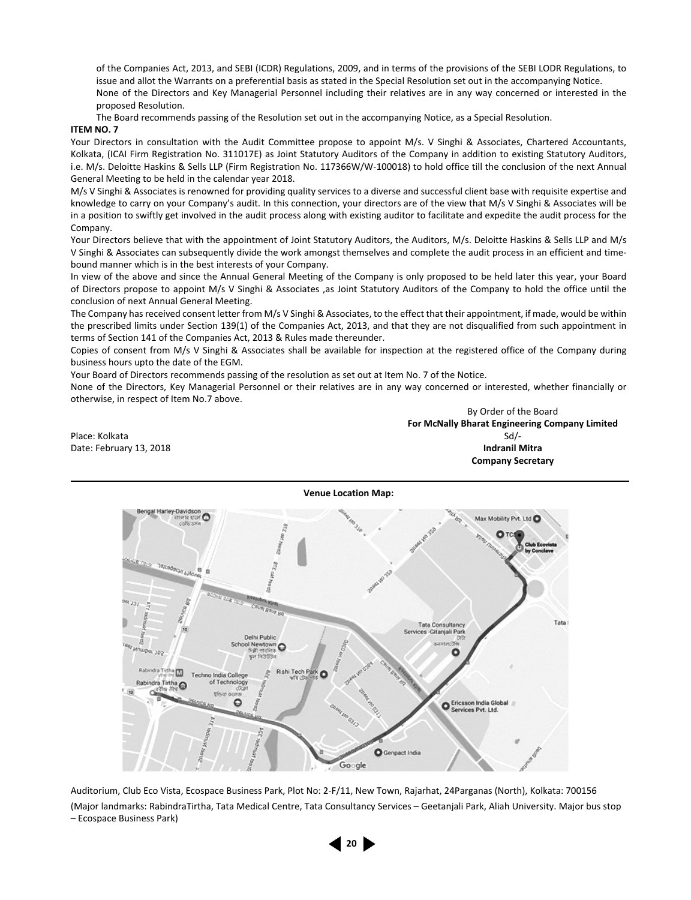of the Companies Act, 2013, and SEBI (ICDR) Regulations, 2009, and in terms of the provisions of the SEBI LODR Regulations, to issue and allot the Warrants on a preferential basis as stated in the Special Resolution set out in the accompanying Notice.

None of the Directors and Key Managerial Personnel including their relatives are in any way concerned or interested in the proposed Resolution.

The Board recommends passing of the Resolution set out in the accompanying Notice, as a Special Resolution.

**ITEM NO. 7**

Your Directors in consultation with the Audit Committee propose to appoint M/s. V Singhi & Associates, Chartered Accountants, Kolkata, (ICAI Firm Registration No. 311017E) as Joint Statutory Auditors of the Company in addition to existing Statutory Auditors, i.e. M/s. Deloitte Haskins & Sells LLP (Firm Registration No. 117366W/W-100018) to hold office till the conclusion of the next Annual General Meeting to be held in the calendar year 2018.

M/s V Singhi & Associates is renowned for providing quality services to a diverse and successful client base with requisite expertise and knowledge to carry on your Company's audit. In this connection, your directors are of the view that M/s V Singhi & Associates will be in a position to swiftly get involved in the audit process along with existing auditor to facilitate and expedite the audit process for the Company.

Your Directors believe that with the appointment of Joint Statutory Auditors, the Auditors, M/s. Deloitte Haskins & Sells LLP and M/s V Singhi & Associates can subsequently divide the work amongst themselves and complete the audit process in an efficient and time-bound manner which is in the best interests of your Company.

In view of the above and since the Annual General Meeting of the Company is only proposed to be held later this year, your Board of Directors propose to appoint M/s V Singhi & Associates ,as Joint Statutory Auditors of the Company to hold the office until the conclusion of next Annual General Meeting.

The Company has received consent letter from M/s V Singhi & Associates, to the effect that their appointment, if made, would be within the prescribed limits under Section 139(1) of the Companies Act, 2013, and that they are not disqualified from such appointment in terms of Section 141 of the Companies Act, 2013 & Rules made thereunder.

Copies of consent from M/s V Singhi & Associates shall be available for inspection at the registered office of the Company during business hours upto the date of the EGM.

Your Board of Directors recommends passing of the resolution as set out at Item No. 7 of the Notice.

None of the Directors, Key Managerial Personnel or their relatives are in any way concerned or interested, whether financially or otherwise, in respect of Item No.7 above.

By Order of the Board
**For McNally Bharat Engineering Company Limited**
Sd/-
**Indranil Mitra**
**Company Secretary**

Place: Kolkata
Date: February 13, 2018

**Venue Location Map:**

Auditorium, Club Eco Vista, Ecospace Business Park, Plot No: 2-F/11, New Town, Rajarhat, 24Parganas (North), Kolkata: 700156

(Major landmarks: RabindraTirtha, Tata Medical Centre, Tata Consultancy Services – Geetanjali Park, Aliah University. Major bus stop – Ecospace Business Park)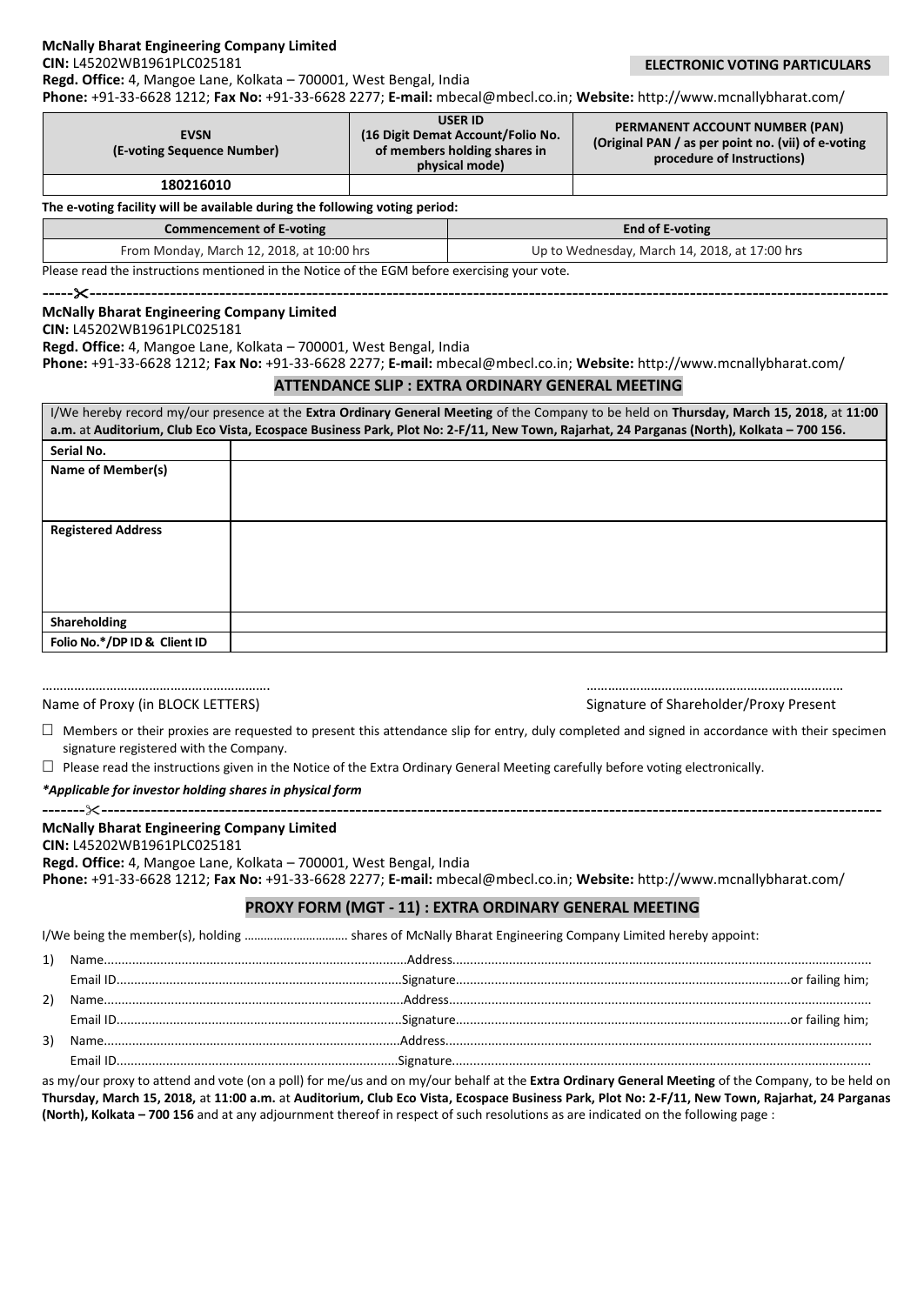**McNally Bharat Engineering Company Limited**

**CIN:** L45202WB1961PLC025181

**ELECTRONIC VOTING PARTICULARS**

**Regd. Office:** 4, Mangoe Lane, Kolkata – 700001, West Bengal, India

**Phone:** +91-33-6628 1212; **Fax No:** +91-33-6628 2277; **E-mail:** mbecal@mbecl.co.in; **Website:** http://www.mcnallybharat.com/

| EVSN (E-voting Sequence Number) | USER ID (16 Digit Demat Account/Folio No. of members holding shares in physical mode) | PERMANENT ACCOUNT NUMBER (PAN) (Original PAN / as per point no. (vii) of e-voting procedure of Instructions) |
|---|---|---|
| 180216010 | | |

**The e-voting facility will be available during the following voting period:**

| Commencement of E-voting | End of E-voting |
|---|---|
| From Monday, March 12, 2018, at 10:00 hrs | Up to Wednesday, March 14, 2018, at 17:00 hrs |

Please read the instructions mentioned in the Notice of the EGM before exercising your vote.

-----✂-----------------------------------------------------------------------------------------------

**McNally Bharat Engineering Company Limited**

**CIN:** L45202WB1961PLC025181

**Regd. Office:** 4, Mangoe Lane, Kolkata – 700001, West Bengal, India

**Phone:** +91-33-6628 1212; **Fax No:** +91-33-6628 2277; **E-mail:** mbecal@mbecl.co.in; **Website:** http://www.mcnallybharat.com/

## ATTENDANCE SLIP : EXTRA ORDINARY GENERAL MEETING

I/We hereby record my/our presence at the **Extra Ordinary General Meeting** of the Company to be held on **Thursday, March 15, 2018,** at **11:00 a.m.** at **Auditorium, Club Eco Vista, Ecospace Business Park, Plot No: 2-F/11, New Town, Rajarhat, 24 Parganas (North), Kolkata – 700 156.**

| | |
|---|---|
| **Serial No.** | |
| **Name of Member(s)** | |
| **Registered Address** | |
| **Shareholding** | |
| **Folio No.*/DP ID & Client ID** | |

……………………………………………………… Name of Proxy (in BLOCK LETTERS)

……………………………………………………………… Signature of Shareholder/Proxy Present

- ☐ Members or their proxies are requested to present this attendance slip for entry, duly completed and signed in accordance with their specimen signature registered with the Company.
- ☐ Please read the instructions given in the Notice of the Extra Ordinary General Meeting carefully before voting electronically.

***Applicable for investor holding shares in physical form**

-------✂-----------------------------------------------------------------------------------------------

**McNally Bharat Engineering Company Limited**

**CIN:** L45202WB1961PLC025181

**Regd. Office:** 4, Mangoe Lane, Kolkata – 700001, West Bengal, India

**Phone:** +91-33-6628 1212; **Fax No:** +91-33-6628 2277; **E-mail:** mbecal@mbecl.co.in; **Website:** http://www.mcnallybharat.com/

## PROXY FORM (MGT - 11) : EXTRA ORDINARY GENERAL MEETING

I/We being the member(s), holding …………………………. shares of McNally Bharat Engineering Company Limited hereby appoint:

1) Name............................................Address............................................
   Email ID............................................Signature............................................or failing him;
2) Name............................................Address............................................
   Email ID............................................Signature............................................or failing him;
3) Name............................................Address............................................
   Email ID............................................Signature............................................

as my/our proxy to attend and vote (on a poll) for me/us and on my/our behalf at the **Extra Ordinary General Meeting** of the Company, to be held on **Thursday, March 15, 2018,** at **11:00 a.m.** at **Auditorium, Club Eco Vista, Ecospace Business Park, Plot No: 2-F/11, New Town, Rajarhat, 24 Parganas (North), Kolkata – 700 156** and at any adjournment thereof in respect of such resolutions as are indicated on the following page :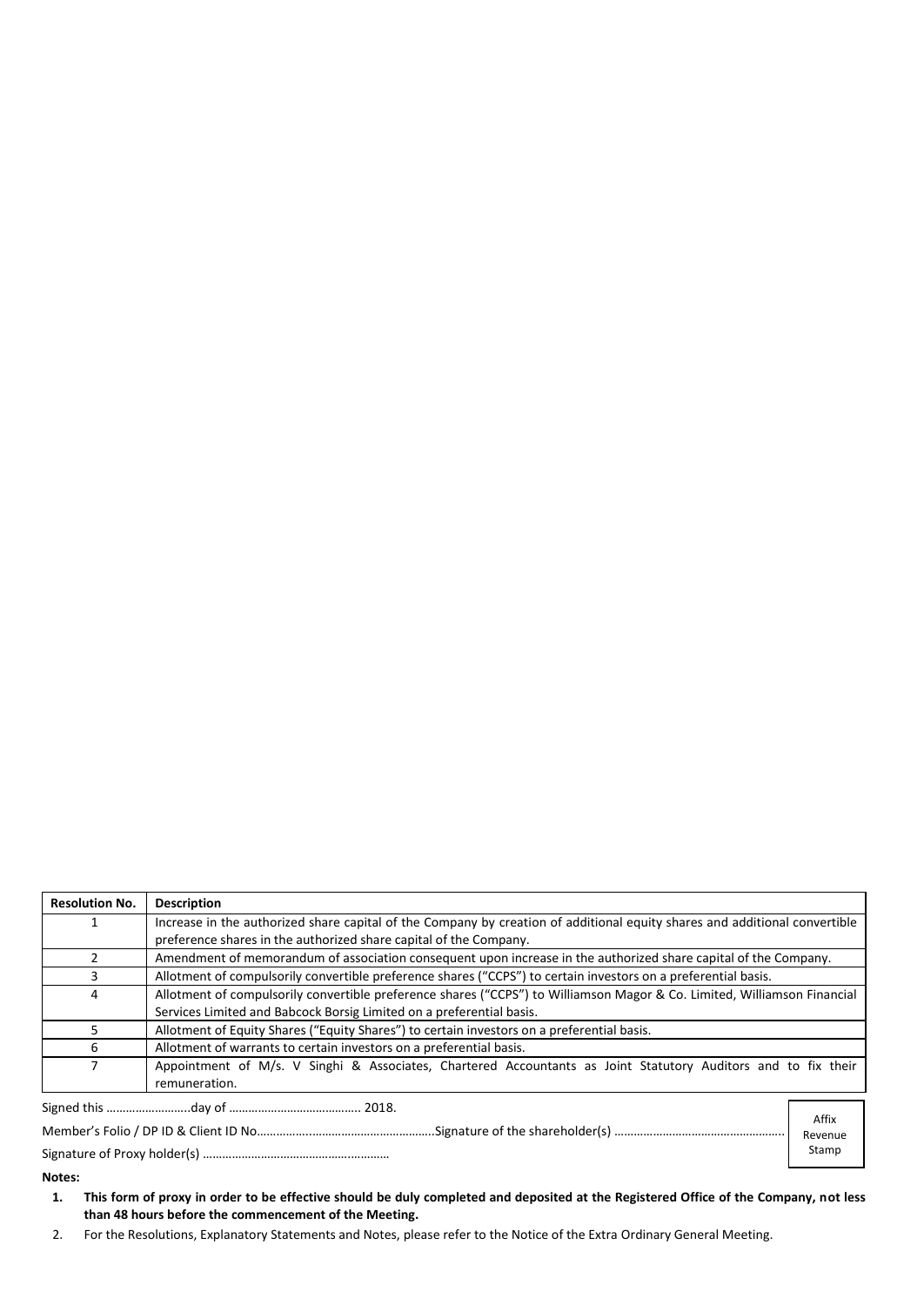| Resolution No. | Description |
|---|---|
| 1 | Increase in the authorized share capital of the Company by creation of additional equity shares and additional convertible preference shares in the authorized share capital of the Company. |
| 2 | Amendment of memorandum of association consequent upon increase in the authorized share capital of the Company. |
| 3 | Allotment of compulsorily convertible preference shares ("CCPS") to certain investors on a preferential basis. |
| 4 | Allotment of compulsorily convertible preference shares ("CCPS") to Williamson Magor & Co. Limited, Williamson Financial Services Limited and Babcock Borsig Limited on a preferential basis. |
| 5 | Allotment of Equity Shares ("Equity Shares") to certain investors on a preferential basis. |
| 6 | Allotment of warrants to certain investors on a preferential basis. |
| 7 | Appointment of M/s. V Singhi & Associates, Chartered Accountants as Joint Statutory Auditors and to fix their remuneration. |

Signed this ……………………..day of ………………………………….. 2018.

Member's Folio / DP ID & Client ID No……………….………………………………..Signature of the shareholder(s) ……………………………………………..

Signature of Proxy holder(s) …………………………………….……………

Affix Revenue Stamp

**Notes:**

1. **This form of proxy in order to be effective should be duly completed and deposited at the Registered Office of the Company, not less than 48 hours before the commencement of the Meeting.**
2. For the Resolutions, Explanatory Statements and Notes, please refer to the Notice of the Extra Ordinary General Meeting.